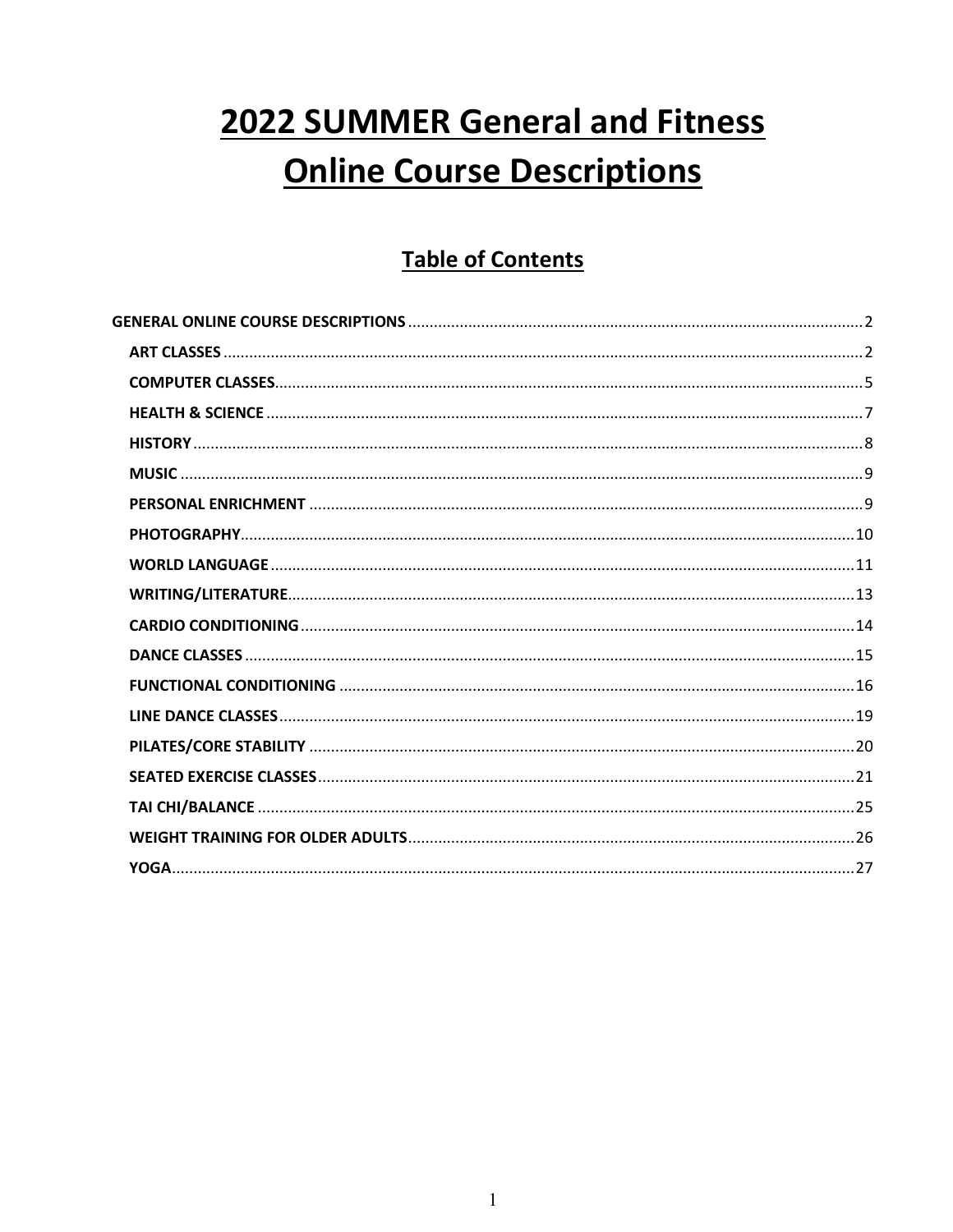# 2022 SUMMER General and Fitness Online Course Descriptions

## Table of Contents

**GENERAL ONLINE COURSE DESCRIPTIONS** .......... 2

- **ART CLASSES** .......... 2
- **COMPUTER CLASSES** .......... 5
- **HEALTH & SCIENCE** .......... 7
- **HISTORY** .......... 8
- **MUSIC** .......... 9
- **PERSONAL ENRICHMENT** .......... 9
- **PHOTOGRAPHY** .......... 10
- **WORLD LANGUAGE** .......... 11
- **WRITING/LITERATURE** .......... 13
- **CARDIO CONDITIONING** .......... 14
- **DANCE CLASSES** .......... 15
- **FUNCTIONAL CONDITIONING** .......... 16
- **LINE DANCE CLASSES** .......... 19
- **PILATES/CORE STABILITY** .......... 20
- **SEATED EXERCISE CLASSES** .......... 21
- **TAI CHI/BALANCE** .......... 25
- **WEIGHT TRAINING FOR OLDER ADULTS** .......... 26
- **YOGA** .......... 27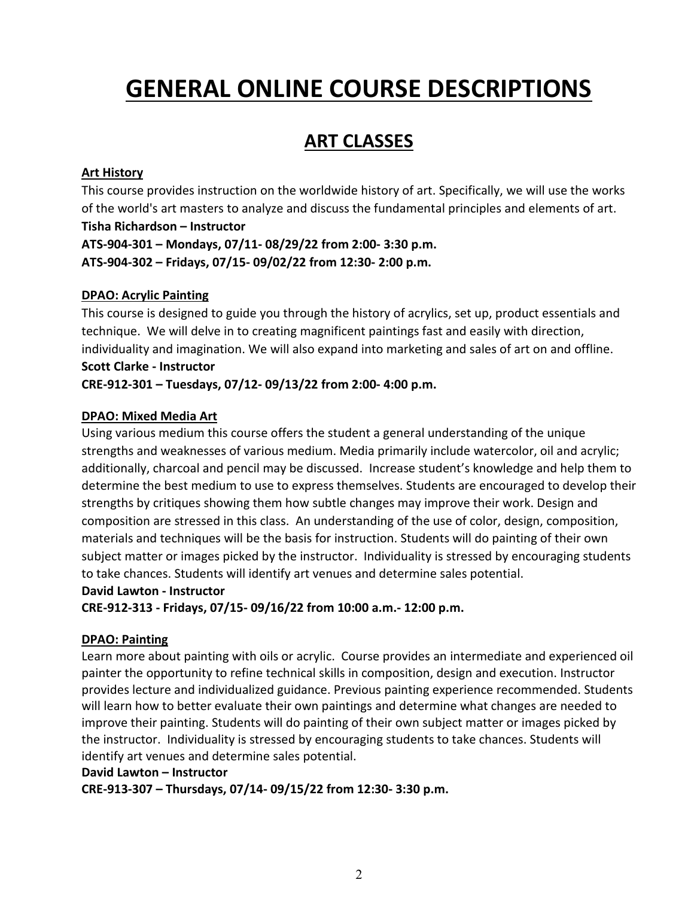# GENERAL ONLINE COURSE DESCRIPTIONS

## ART CLASSES

### Art History

This course provides instruction on the worldwide history of art. Specifically, we will use the works of the world's art masters to analyze and discuss the fundamental principles and elements of art.

**Tisha Richardson – Instructor**

**ATS-904-301 – Mondays, 07/11- 08/29/22 from 2:00- 3:30 p.m.**

**ATS-904-302 – Fridays, 07/15- 09/02/22 from 12:30- 2:00 p.m.**

### DPAO: Acrylic Painting

This course is designed to guide you through the history of acrylics, set up, product essentials and technique. We will delve in to creating magnificent paintings fast and easily with direction, individuality and imagination. We will also expand into marketing and sales of art on and offline.

**Scott Clarke - Instructor**

**CRE-912-301 – Tuesdays, 07/12- 09/13/22 from 2:00- 4:00 p.m.**

### DPAO: Mixed Media Art

Using various medium this course offers the student a general understanding of the unique strengths and weaknesses of various medium. Media primarily include watercolor, oil and acrylic; additionally, charcoal and pencil may be discussed. Increase student's knowledge and help them to determine the best medium to use to express themselves. Students are encouraged to develop their strengths by critiques showing them how subtle changes may improve their work. Design and composition are stressed in this class. An understanding of the use of color, design, composition, materials and techniques will be the basis for instruction. Students will do painting of their own subject matter or images picked by the instructor. Individuality is stressed by encouraging students to take chances. Students will identify art venues and determine sales potential.

**David Lawton - Instructor**

**CRE-912-313 - Fridays, 07/15- 09/16/22 from 10:00 a.m.- 12:00 p.m.**

### DPAO: Painting

Learn more about painting with oils or acrylic. Course provides an intermediate and experienced oil painter the opportunity to refine technical skills in composition, design and execution. Instructor provides lecture and individualized guidance. Previous painting experience recommended. Students will learn how to better evaluate their own paintings and determine what changes are needed to improve their painting. Students will do painting of their own subject matter or images picked by the instructor. Individuality is stressed by encouraging students to take chances. Students will identify art venues and determine sales potential.

**David Lawton – Instructor**

**CRE-913-307 – Thursdays, 07/14- 09/15/22 from 12:30- 3:30 p.m.**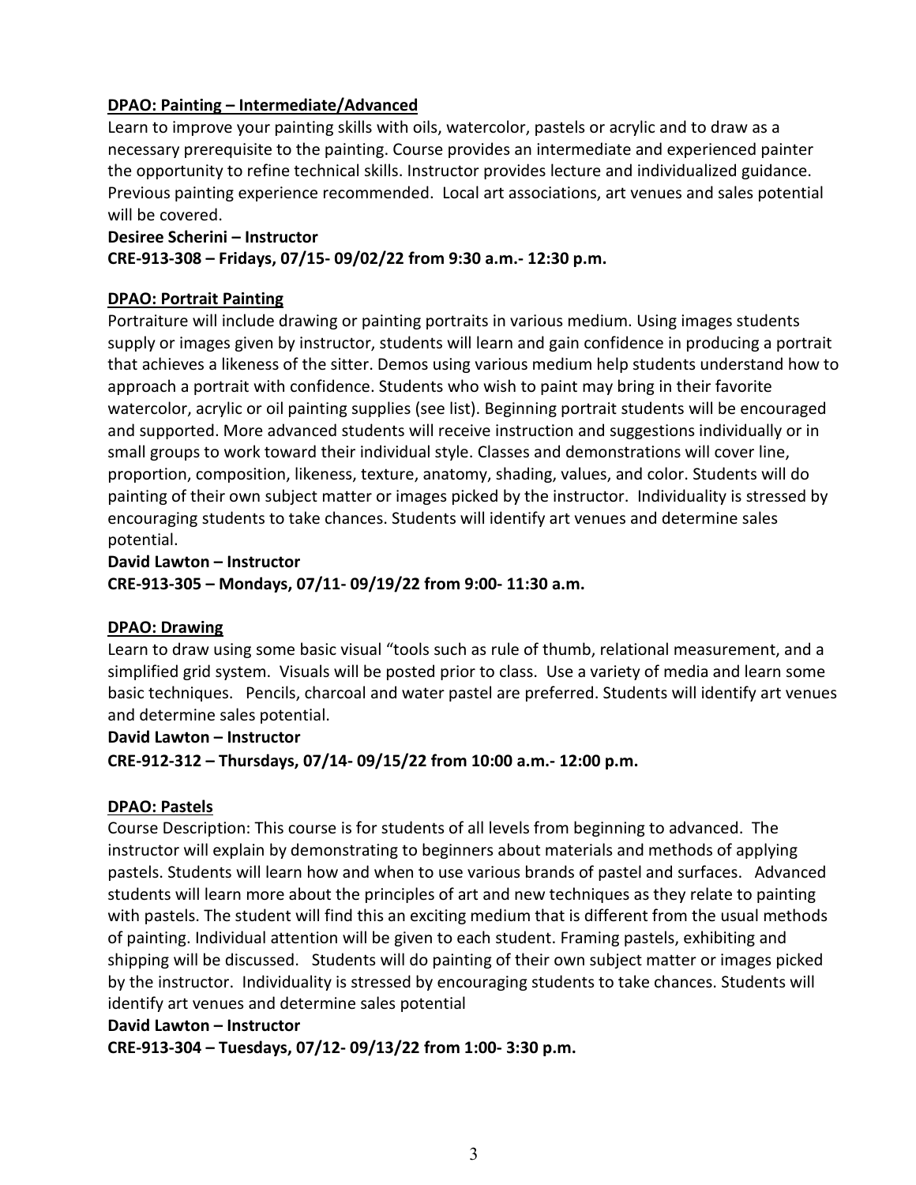**<u>DPAO: Painting – Intermediate/Advanced</u>**

Learn to improve your painting skills with oils, watercolor, pastels or acrylic and to draw as a necessary prerequisite to the painting. Course provides an intermediate and experienced painter the opportunity to refine technical skills. Instructor provides lecture and individualized guidance. Previous painting experience recommended. Local art associations, art venues and sales potential will be covered.

**Desiree Scherini – Instructor**

**CRE-913-308 – Fridays, 07/15- 09/02/22 from 9:30 a.m.- 12:30 p.m.**

**<u>DPAO: Portrait Painting</u>**

Portraiture will include drawing or painting portraits in various medium. Using images students supply or images given by instructor, students will learn and gain confidence in producing a portrait that achieves a likeness of the sitter. Demos using various medium help students understand how to approach a portrait with confidence. Students who wish to paint may bring in their favorite watercolor, acrylic or oil painting supplies (see list). Beginning portrait students will be encouraged and supported. More advanced students will receive instruction and suggestions individually or in small groups to work toward their individual style. Classes and demonstrations will cover line, proportion, composition, likeness, texture, anatomy, shading, values, and color. Students will do painting of their own subject matter or images picked by the instructor. Individuality is stressed by encouraging students to take chances. Students will identify art venues and determine sales potential.

**David Lawton – Instructor**

**CRE-913-305 – Mondays, 07/11- 09/19/22 from 9:00- 11:30 a.m.**

**<u>DPAO: Drawing</u>**

Learn to draw using some basic visual "tools such as rule of thumb, relational measurement, and a simplified grid system. Visuals will be posted prior to class. Use a variety of media and learn some basic techniques. Pencils, charcoal and water pastel are preferred. Students will identify art venues and determine sales potential.

**David Lawton – Instructor**

**CRE-912-312 – Thursdays, 07/14- 09/15/22 from 10:00 a.m.- 12:00 p.m.**

**<u>DPAO: Pastels</u>**

Course Description: This course is for students of all levels from beginning to advanced. The instructor will explain by demonstrating to beginners about materials and methods of applying pastels. Students will learn how and when to use various brands of pastel and surfaces. Advanced students will learn more about the principles of art and new techniques as they relate to painting with pastels. The student will find this an exciting medium that is different from the usual methods of painting. Individual attention will be given to each student. Framing pastels, exhibiting and shipping will be discussed. Students will do painting of their own subject matter or images picked by the instructor. Individuality is stressed by encouraging students to take chances. Students will identify art venues and determine sales potential

**David Lawton – Instructor**

**CRE-913-304 – Tuesdays, 07/12- 09/13/22 from 1:00- 3:30 p.m.**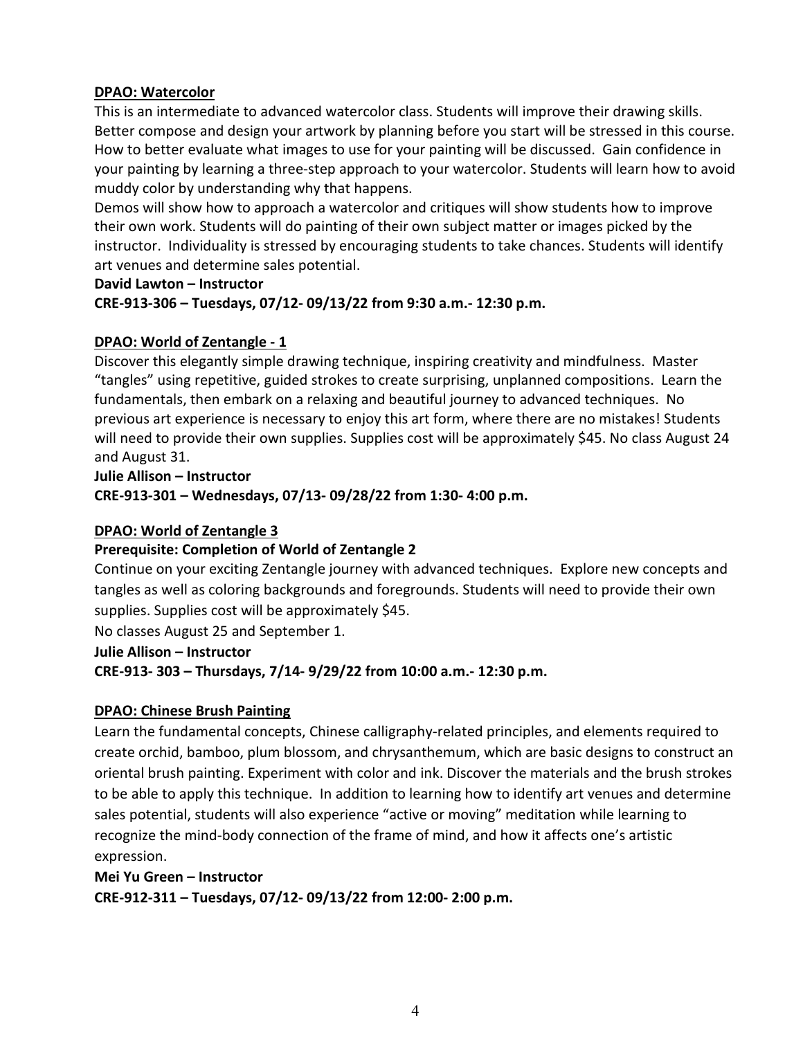**DPAO: Watercolor**

This is an intermediate to advanced watercolor class. Students will improve their drawing skills. Better compose and design your artwork by planning before you start will be stressed in this course. How to better evaluate what images to use for your painting will be discussed. Gain confidence in your painting by learning a three-step approach to your watercolor. Students will learn how to avoid muddy color by understanding why that happens.

Demos will show how to approach a watercolor and critiques will show students how to improve their own work. Students will do painting of their own subject matter or images picked by the instructor. Individuality is stressed by encouraging students to take chances. Students will identify art venues and determine sales potential.

**David Lawton – Instructor**

**CRE-913-306 – Tuesdays, 07/12- 09/13/22 from 9:30 a.m.- 12:30 p.m.**

**DPAO: World of Zentangle - 1**

Discover this elegantly simple drawing technique, inspiring creativity and mindfulness. Master "tangles" using repetitive, guided strokes to create surprising, unplanned compositions. Learn the fundamentals, then embark on a relaxing and beautiful journey to advanced techniques. No previous art experience is necessary to enjoy this art form, where there are no mistakes! Students will need to provide their own supplies. Supplies cost will be approximately $45. No class August 24 and August 31.

**Julie Allison – Instructor**

**CRE-913-301 – Wednesdays, 07/13- 09/28/22 from 1:30- 4:00 p.m.**

**DPAO: World of Zentangle 3**

**Prerequisite: Completion of World of Zentangle 2**

Continue on your exciting Zentangle journey with advanced techniques. Explore new concepts and tangles as well as coloring backgrounds and foregrounds. Students will need to provide their own supplies. Supplies cost will be approximately $45.

No classes August 25 and September 1.

**Julie Allison – Instructor**

**CRE-913- 303 – Thursdays, 7/14- 9/29/22 from 10:00 a.m.- 12:30 p.m.**

**DPAO: Chinese Brush Painting**

Learn the fundamental concepts, Chinese calligraphy-related principles, and elements required to create orchid, bamboo, plum blossom, and chrysanthemum, which are basic designs to construct an oriental brush painting. Experiment with color and ink. Discover the materials and the brush strokes to be able to apply this technique. In addition to learning how to identify art venues and determine sales potential, students will also experience "active or moving" meditation while learning to recognize the mind-body connection of the frame of mind, and how it affects one's artistic expression.

**Mei Yu Green – Instructor**

**CRE-912-311 – Tuesdays, 07/12- 09/13/22 from 12:00- 2:00 p.m.**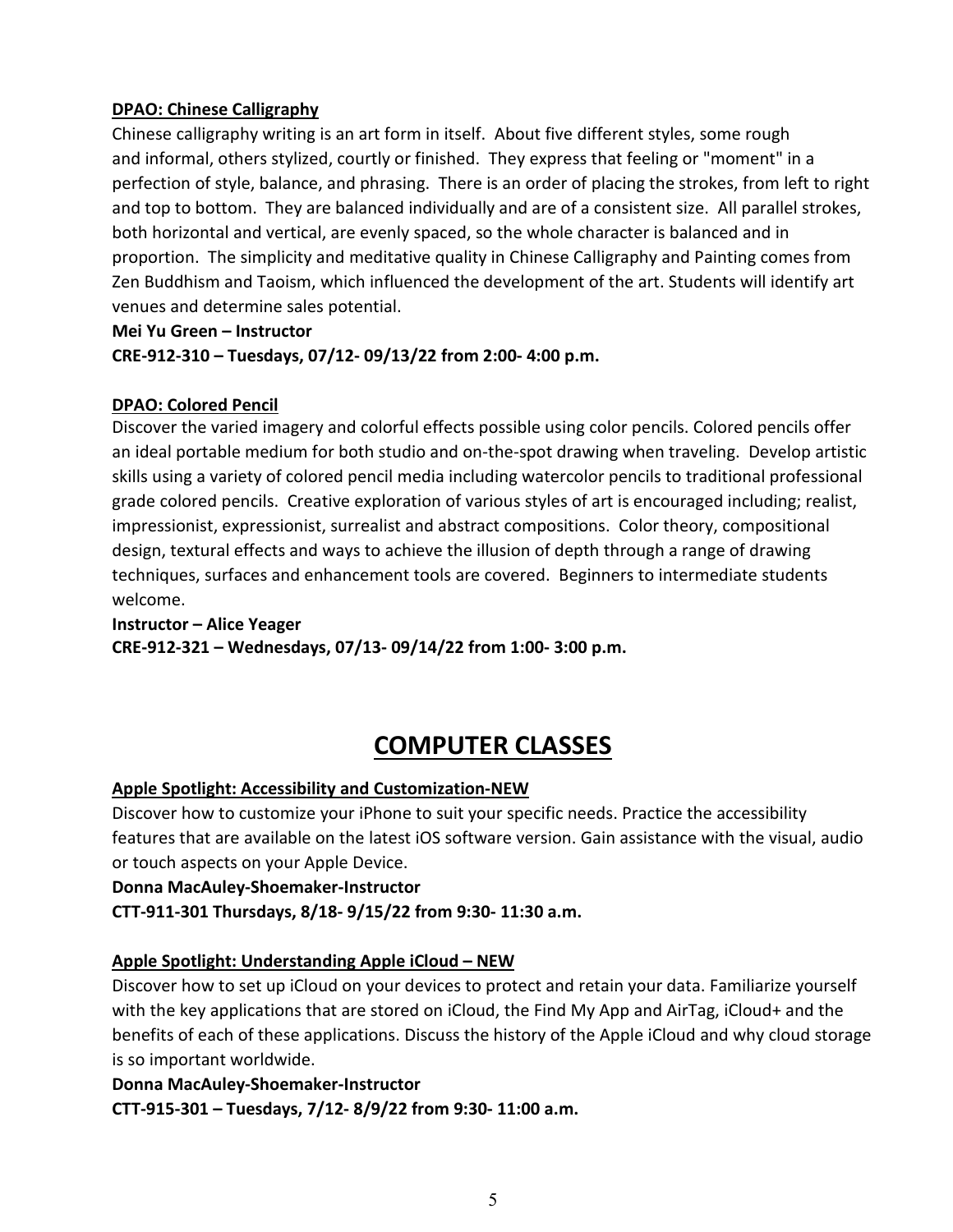**DPAO: Chinese Calligraphy**

Chinese calligraphy writing is an art form in itself. About five different styles, some rough and informal, others stylized, courtly or finished. They express that feeling or "moment" in a perfection of style, balance, and phrasing. There is an order of placing the strokes, from left to right and top to bottom. They are balanced individually and are of a consistent size. All parallel strokes, both horizontal and vertical, are evenly spaced, so the whole character is balanced and in proportion. The simplicity and meditative quality in Chinese Calligraphy and Painting comes from Zen Buddhism and Taoism, which influenced the development of the art. Students will identify art venues and determine sales potential.

**Mei Yu Green – Instructor**

**CRE-912-310 – Tuesdays, 07/12- 09/13/22 from 2:00- 4:00 p.m.**

**DPAO: Colored Pencil**

Discover the varied imagery and colorful effects possible using color pencils. Colored pencils offer an ideal portable medium for both studio and on-the-spot drawing when traveling. Develop artistic skills using a variety of colored pencil media including watercolor pencils to traditional professional grade colored pencils. Creative exploration of various styles of art is encouraged including; realist, impressionist, expressionist, surrealist and abstract compositions. Color theory, compositional design, textural effects and ways to achieve the illusion of depth through a range of drawing techniques, surfaces and enhancement tools are covered. Beginners to intermediate students welcome.

**Instructor – Alice Yeager**

**CRE-912-321 – Wednesdays, 07/13- 09/14/22 from 1:00- 3:00 p.m.**

# COMPUTER CLASSES

**Apple Spotlight: Accessibility and Customization-NEW**

Discover how to customize your iPhone to suit your specific needs. Practice the accessibility features that are available on the latest iOS software version. Gain assistance with the visual, audio or touch aspects on your Apple Device.

**Donna MacAuley-Shoemaker-Instructor**

**CTT-911-301 Thursdays, 8/18- 9/15/22 from 9:30- 11:30 a.m.**

**Apple Spotlight: Understanding Apple iCloud – NEW**

Discover how to set up iCloud on your devices to protect and retain your data. Familiarize yourself with the key applications that are stored on iCloud, the Find My App and AirTag, iCloud+ and the benefits of each of these applications. Discuss the history of the Apple iCloud and why cloud storage is so important worldwide.

**Donna MacAuley-Shoemaker-Instructor**

**CTT-915-301 – Tuesdays, 7/12- 8/9/22 from 9:30- 11:00 a.m.**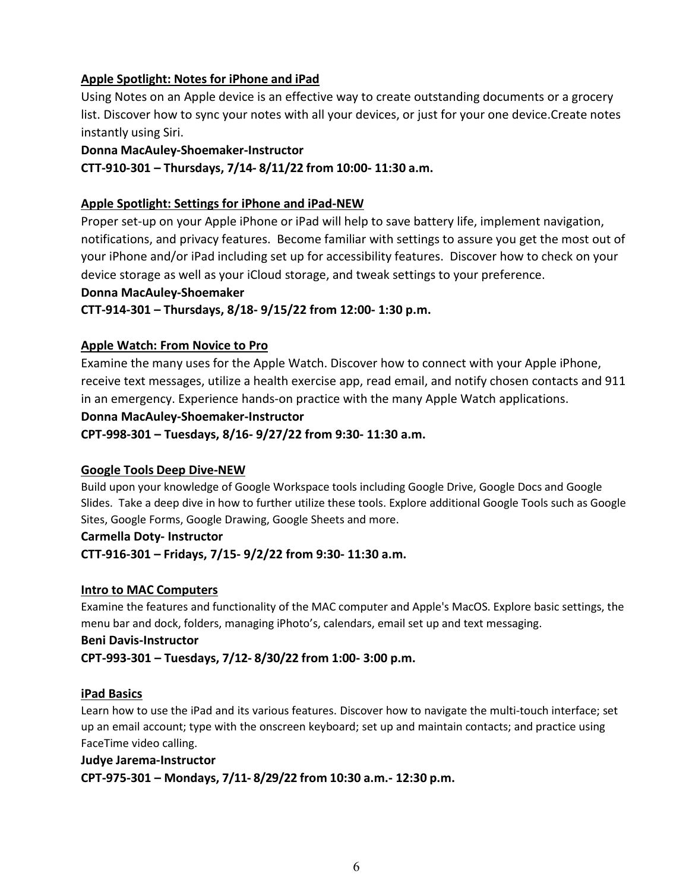### Apple Spotlight: Notes for iPhone and iPad

Using Notes on an Apple device is an effective way to create outstanding documents or a grocery list. Discover how to sync your notes with all your devices, or just for your one device.Create notes instantly using Siri.

**Donna MacAuley-Shoemaker-Instructor**

**CTT-910-301 – Thursdays, 7/14- 8/11/22 from 10:00- 11:30 a.m.**

### Apple Spotlight: Settings for iPhone and iPad-NEW

Proper set-up on your Apple iPhone or iPad will help to save battery life, implement navigation, notifications, and privacy features. Become familiar with settings to assure you get the most out of your iPhone and/or iPad including set up for accessibility features. Discover how to check on your device storage as well as your iCloud storage, and tweak settings to your preference.

**Donna MacAuley-Shoemaker**

**CTT-914-301 – Thursdays, 8/18- 9/15/22 from 12:00- 1:30 p.m.**

### Apple Watch: From Novice to Pro

Examine the many uses for the Apple Watch. Discover how to connect with your Apple iPhone, receive text messages, utilize a health exercise app, read email, and notify chosen contacts and 911 in an emergency. Experience hands-on practice with the many Apple Watch applications.

**Donna MacAuley-Shoemaker-Instructor**

**CPT-998-301 – Tuesdays, 8/16- 9/27/22 from 9:30- 11:30 a.m.**

### Google Tools Deep Dive-NEW

Build upon your knowledge of Google Workspace tools including Google Drive, Google Docs and Google Slides. Take a deep dive in how to further utilize these tools. Explore additional Google Tools such as Google Sites, Google Forms, Google Drawing, Google Sheets and more.

**Carmella Doty- Instructor**

**CTT-916-301 – Fridays, 7/15- 9/2/22 from 9:30- 11:30 a.m.**

### Intro to MAC Computers

Examine the features and functionality of the MAC computer and Apple's MacOS. Explore basic settings, the menu bar and dock, folders, managing iPhoto's, calendars, email set up and text messaging.

**Beni Davis-Instructor**

**CPT-993-301 – Tuesdays, 7/12- 8/30/22 from 1:00- 3:00 p.m.**

### iPad Basics

Learn how to use the iPad and its various features. Discover how to navigate the multi-touch interface; set up an email account; type with the onscreen keyboard; set up and maintain contacts; and practice using FaceTime video calling.

**Judye Jarema-Instructor**

**CPT-975-301 – Mondays, 7/11- 8/29/22 from 10:30 a.m.- 12:30 p.m.**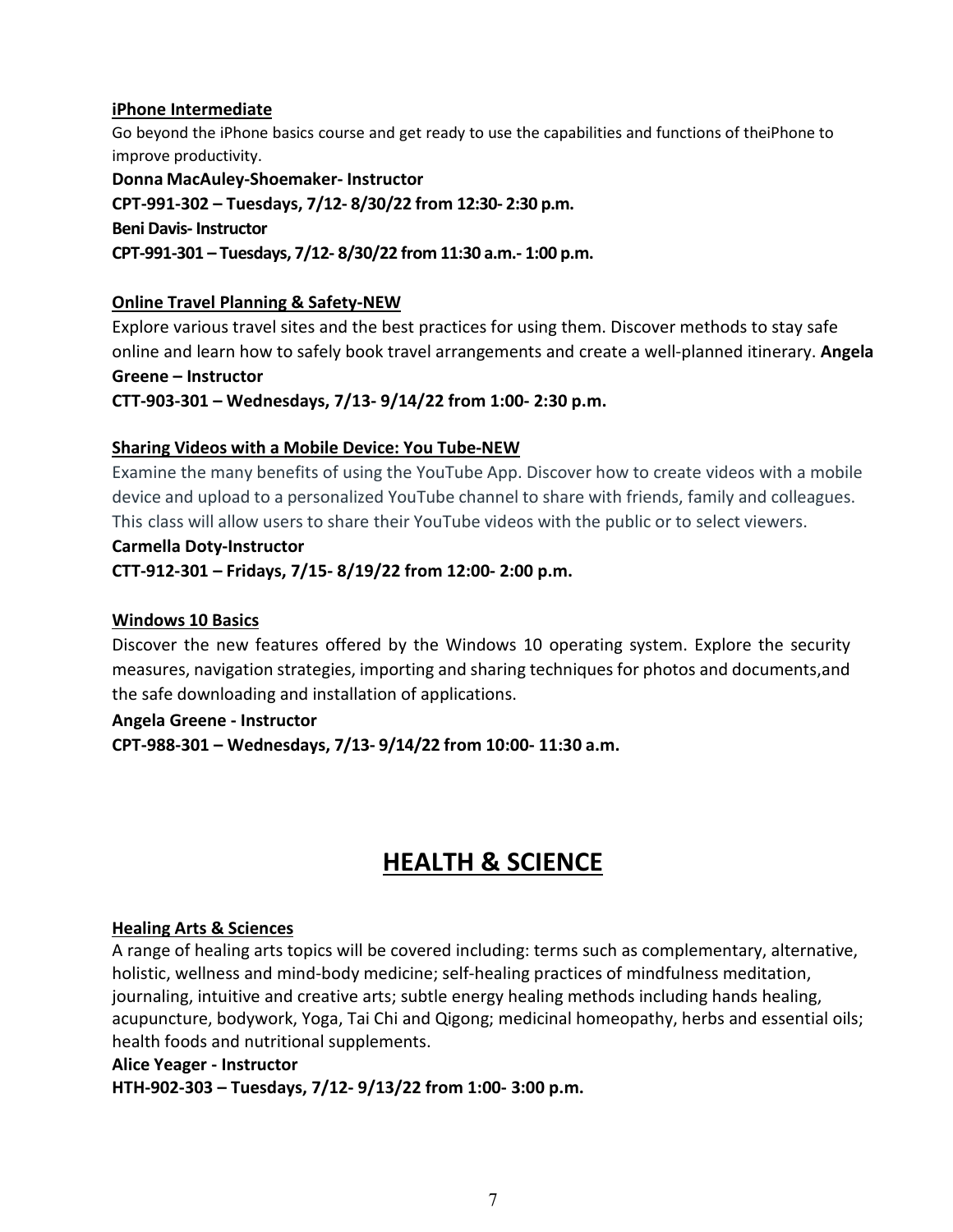**iPhone Intermediate**

Go beyond the iPhone basics course and get ready to use the capabilities and functions of theiPhone to improve productivity.

**Donna MacAuley-Shoemaker- Instructor**

**CPT-991-302 – Tuesdays, 7/12- 8/30/22 from 12:30- 2:30 p.m.**

**Beni Davis- Instructor**

**CPT-991-301 – Tuesdays, 7/12- 8/30/22 from 11:30 a.m.- 1:00 p.m.**

**Online Travel Planning & Safety-NEW**

Explore various travel sites and the best practices for using them. Discover methods to stay safe online and learn how to safely book travel arrangements and create a well-planned itinerary. **Angela Greene – Instructor**

**CTT-903-301 – Wednesdays, 7/13- 9/14/22 from 1:00- 2:30 p.m.**

**Sharing Videos with a Mobile Device: You Tube-NEW**

Examine the many benefits of using the YouTube App. Discover how to create videos with a mobile device and upload to a personalized YouTube channel to share with friends, family and colleagues. This class will allow users to share their YouTube videos with the public or to select viewers.

**Carmella Doty-Instructor**

**CTT-912-301 – Fridays, 7/15- 8/19/22 from 12:00- 2:00 p.m.**

**Windows 10 Basics**

Discover the new features offered by the Windows 10 operating system. Explore the security measures, navigation strategies, importing and sharing techniques for photos and documents,and the safe downloading and installation of applications.

**Angela Greene - Instructor**

**CPT-988-301 – Wednesdays, 7/13- 9/14/22 from 10:00- 11:30 a.m.**

# HEALTH & SCIENCE

**Healing Arts & Sciences**

A range of healing arts topics will be covered including: terms such as complementary, alternative, holistic, wellness and mind-body medicine; self-healing practices of mindfulness meditation, journaling, intuitive and creative arts; subtle energy healing methods including hands healing, acupuncture, bodywork, Yoga, Tai Chi and Qigong; medicinal homeopathy, herbs and essential oils; health foods and nutritional supplements.

**Alice Yeager - Instructor**

**HTH-902-303 – Tuesdays, 7/12- 9/13/22 from 1:00- 3:00 p.m.**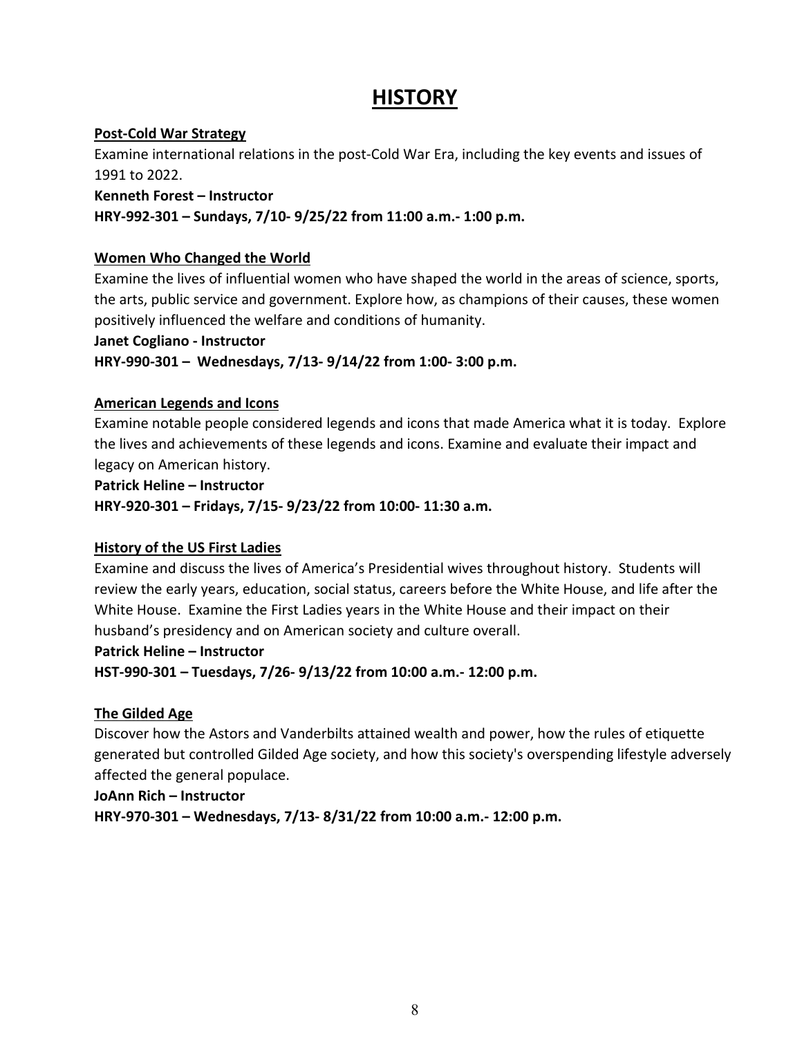# HISTORY

**Post-Cold War Strategy**

Examine international relations in the post-Cold War Era, including the key events and issues of 1991 to 2022.

**Kenneth Forest – Instructor**

**HRY-992-301 – Sundays, 7/10- 9/25/22 from 11:00 a.m.- 1:00 p.m.**

**Women Who Changed the World**

Examine the lives of influential women who have shaped the world in the areas of science, sports, the arts, public service and government. Explore how, as champions of their causes, these women positively influenced the welfare and conditions of humanity.

**Janet Cogliano - Instructor**

**HRY-990-301 – Wednesdays, 7/13- 9/14/22 from 1:00- 3:00 p.m.**

**American Legends and Icons**

Examine notable people considered legends and icons that made America what it is today. Explore the lives and achievements of these legends and icons. Examine and evaluate their impact and legacy on American history.

**Patrick Heline – Instructor**

**HRY-920-301 – Fridays, 7/15- 9/23/22 from 10:00- 11:30 a.m.**

**History of the US First Ladies**

Examine and discuss the lives of America's Presidential wives throughout history. Students will review the early years, education, social status, careers before the White House, and life after the White House. Examine the First Ladies years in the White House and their impact on their husband's presidency and on American society and culture overall.

**Patrick Heline – Instructor**

**HST-990-301 – Tuesdays, 7/26- 9/13/22 from 10:00 a.m.- 12:00 p.m.**

**The Gilded Age**

Discover how the Astors and Vanderbilts attained wealth and power, how the rules of etiquette generated but controlled Gilded Age society, and how this society's overspending lifestyle adversely affected the general populace.

**JoAnn Rich – Instructor**

**HRY-970-301 – Wednesdays, 7/13- 8/31/22 from 10:00 a.m.- 12:00 p.m.**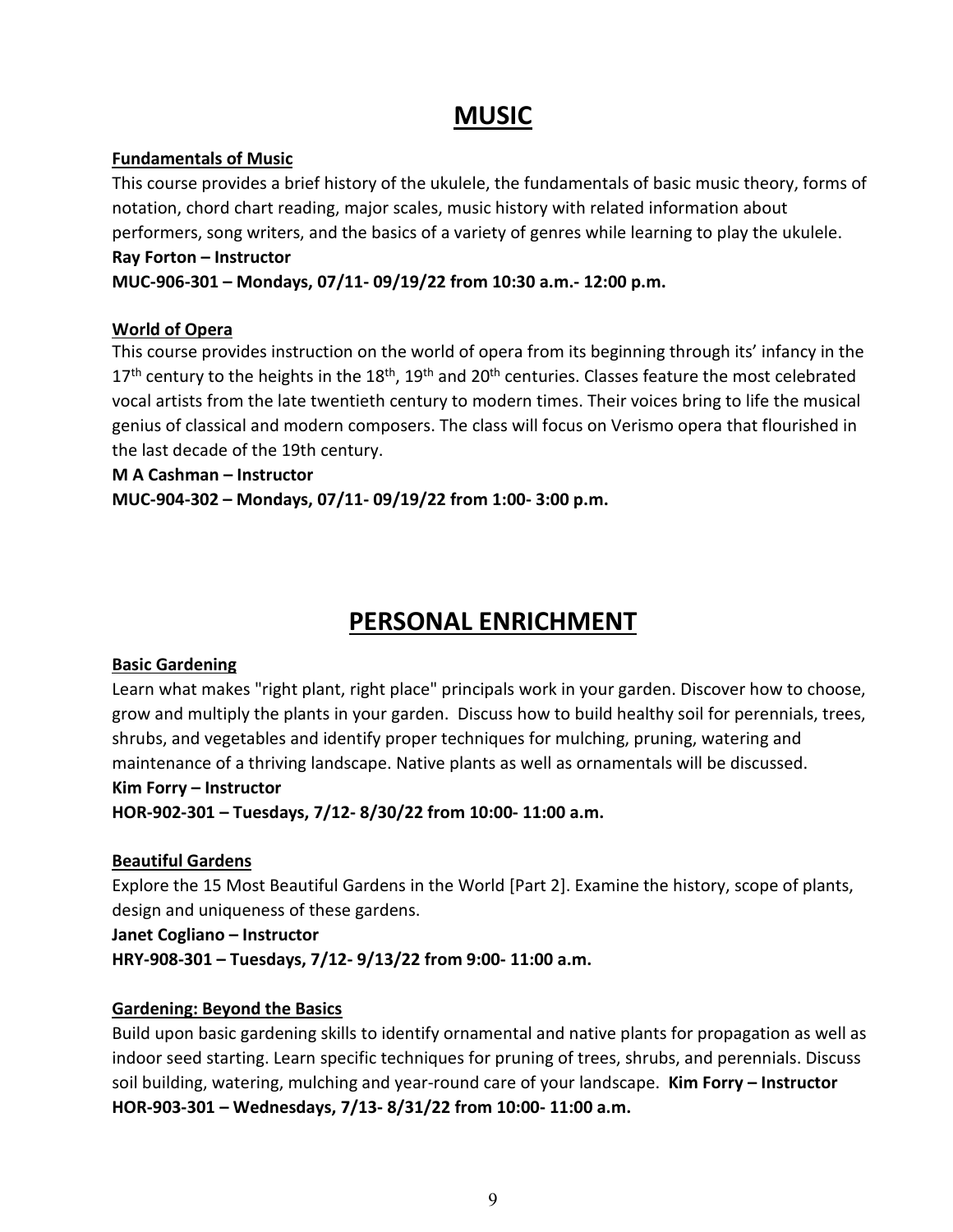# MUSIC

**Fundamentals of Music**

This course provides a brief history of the ukulele, the fundamentals of basic music theory, forms of notation, chord chart reading, major scales, music history with related information about performers, song writers, and the basics of a variety of genres while learning to play the ukulele.

**Ray Forton – Instructor**

**MUC-906-301 – Mondays, 07/11- 09/19/22 from 10:30 a.m.- 12:00 p.m.**

**World of Opera**

This course provides instruction on the world of opera from its beginning through its' infancy in the 17th century to the heights in the 18th, 19th and 20th centuries. Classes feature the most celebrated vocal artists from the late twentieth century to modern times. Their voices bring to life the musical genius of classical and modern composers. The class will focus on Verismo opera that flourished in the last decade of the 19th century.

**M A Cashman – Instructor**

**MUC-904-302 – Mondays, 07/11- 09/19/22 from 1:00- 3:00 p.m.**

# PERSONAL ENRICHMENT

**Basic Gardening**

Learn what makes "right plant, right place" principals work in your garden. Discover how to choose, grow and multiply the plants in your garden. Discuss how to build healthy soil for perennials, trees, shrubs, and vegetables and identify proper techniques for mulching, pruning, watering and maintenance of a thriving landscape. Native plants as well as ornamentals will be discussed.

**Kim Forry – Instructor**

**HOR-902-301 – Tuesdays, 7/12- 8/30/22 from 10:00- 11:00 a.m.**

**Beautiful Gardens**

Explore the 15 Most Beautiful Gardens in the World [Part 2]. Examine the history, scope of plants, design and uniqueness of these gardens.

**Janet Cogliano – Instructor**

**HRY-908-301 – Tuesdays, 7/12- 9/13/22 from 9:00- 11:00 a.m.**

**Gardening: Beyond the Basics**

Build upon basic gardening skills to identify ornamental and native plants for propagation as well as indoor seed starting. Learn specific techniques for pruning of trees, shrubs, and perennials. Discuss soil building, watering, mulching and year-round care of your landscape. **Kim Forry – Instructor**

**HOR-903-301 – Wednesdays, 7/13- 8/31/22 from 10:00- 11:00 a.m.**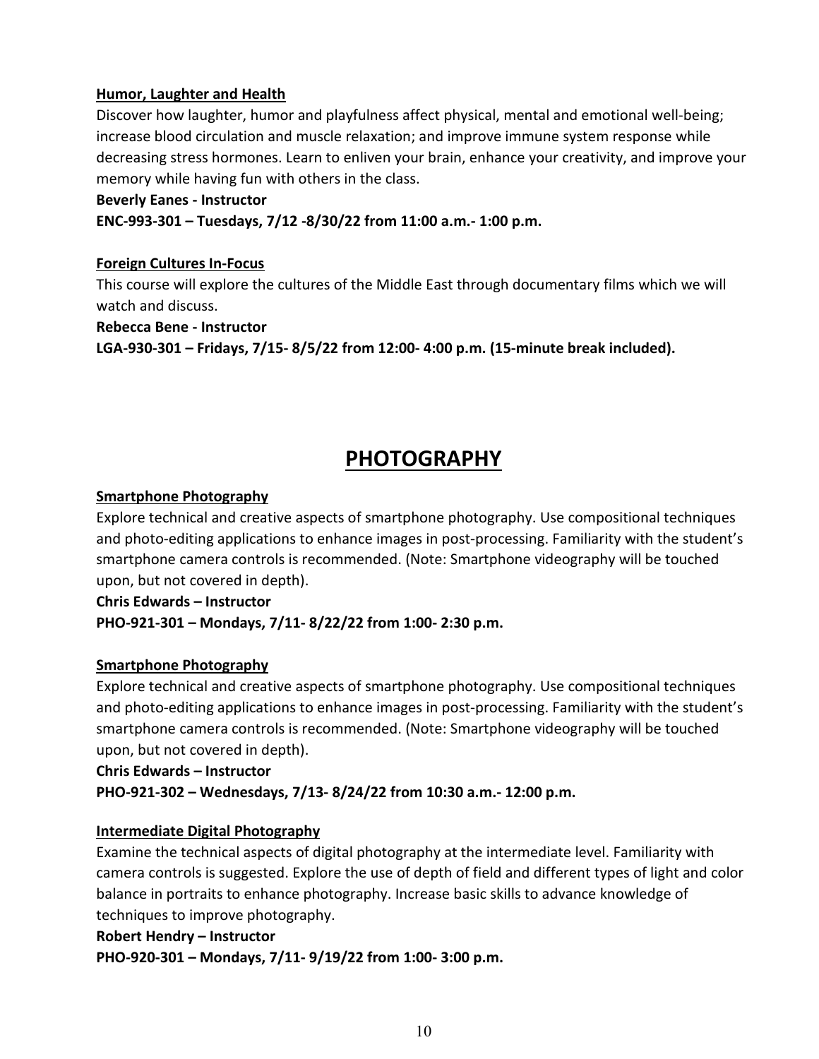**Humor, Laughter and Health**

Discover how laughter, humor and playfulness affect physical, mental and emotional well-being; increase blood circulation and muscle relaxation; and improve immune system response while decreasing stress hormones. Learn to enliven your brain, enhance your creativity, and improve your memory while having fun with others in the class.

**Beverly Eanes - Instructor**

**ENC-993-301 – Tuesdays, 7/12 -8/30/22 from 11:00 a.m.- 1:00 p.m.**

**Foreign Cultures In-Focus**

This course will explore the cultures of the Middle East through documentary films which we will watch and discuss.

**Rebecca Bene - Instructor**

**LGA-930-301 – Fridays, 7/15- 8/5/22 from 12:00- 4:00 p.m. (15-minute break included).**

# PHOTOGRAPHY

**Smartphone Photography**

Explore technical and creative aspects of smartphone photography. Use compositional techniques and photo-editing applications to enhance images in post-processing. Familiarity with the student's smartphone camera controls is recommended. (Note: Smartphone videography will be touched upon, but not covered in depth).

**Chris Edwards – Instructor**

**PHO-921-301 – Mondays, 7/11- 8/22/22 from 1:00- 2:30 p.m.**

**Smartphone Photography**

Explore technical and creative aspects of smartphone photography. Use compositional techniques and photo-editing applications to enhance images in post-processing. Familiarity with the student's smartphone camera controls is recommended. (Note: Smartphone videography will be touched upon, but not covered in depth).

**Chris Edwards – Instructor**

**PHO-921-302 – Wednesdays, 7/13- 8/24/22 from 10:30 a.m.- 12:00 p.m.**

**Intermediate Digital Photography**

Examine the technical aspects of digital photography at the intermediate level. Familiarity with camera controls is suggested. Explore the use of depth of field and different types of light and color balance in portraits to enhance photography. Increase basic skills to advance knowledge of techniques to improve photography.

**Robert Hendry – Instructor**

**PHO-920-301 – Mondays, 7/11- 9/19/22 from 1:00- 3:00 p.m.**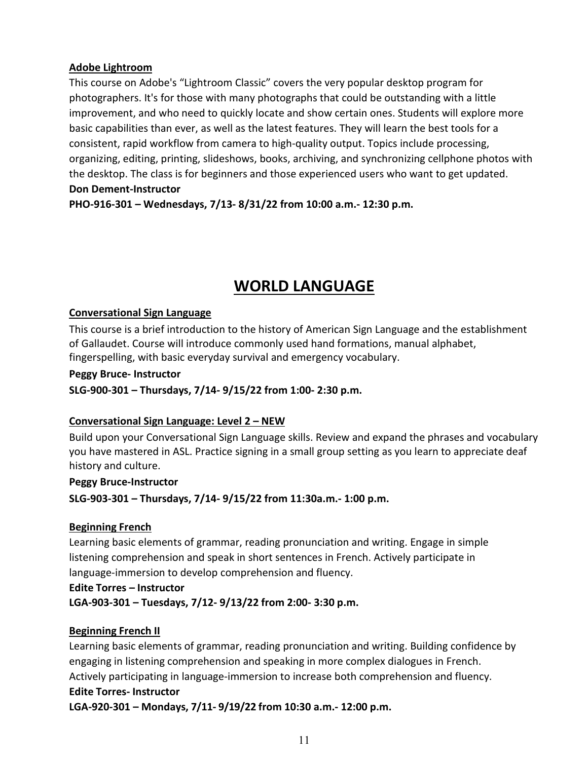### Adobe Lightroom

This course on Adobe's "Lightroom Classic" covers the very popular desktop program for photographers. It's for those with many photographs that could be outstanding with a little improvement, and who need to quickly locate and show certain ones. Students will explore more basic capabilities than ever, as well as the latest features. They will learn the best tools for a consistent, rapid workflow from camera to high-quality output. Topics include processing, organizing, editing, printing, slideshows, books, archiving, and synchronizing cellphone photos with the desktop. The class is for beginners and those experienced users who want to get updated.

**Don Dement-Instructor**

**PHO-916-301 – Wednesdays, 7/13- 8/31/22 from 10:00 a.m.- 12:30 p.m.**

## WORLD LANGUAGE

### Conversational Sign Language

This course is a brief introduction to the history of American Sign Language and the establishment of Gallaudet. Course will introduce commonly used hand formations, manual alphabet, fingerspelling, with basic everyday survival and emergency vocabulary.

**Peggy Bruce- Instructor**

**SLG-900-301 – Thursdays, 7/14- 9/15/22 from 1:00- 2:30 p.m.**

### Conversational Sign Language: Level 2 – NEW

Build upon your Conversational Sign Language skills. Review and expand the phrases and vocabulary you have mastered in ASL. Practice signing in a small group setting as you learn to appreciate deaf history and culture.

**Peggy Bruce-Instructor**

**SLG-903-301 – Thursdays, 7/14- 9/15/22 from 11:30a.m.- 1:00 p.m.**

### Beginning French

Learning basic elements of grammar, reading pronunciation and writing. Engage in simple listening comprehension and speak in short sentences in French. Actively participate in language-immersion to develop comprehension and fluency.

**Edite Torres – Instructor**

**LGA-903-301 – Tuesdays, 7/12- 9/13/22 from 2:00- 3:30 p.m.**

### Beginning French II

Learning basic elements of grammar, reading pronunciation and writing. Building confidence by engaging in listening comprehension and speaking in more complex dialogues in French. Actively participating in language-immersion to increase both comprehension and fluency.

**Edite Torres- Instructor**

**LGA-920-301 – Mondays, 7/11- 9/19/22 from 10:30 a.m.- 12:00 p.m.**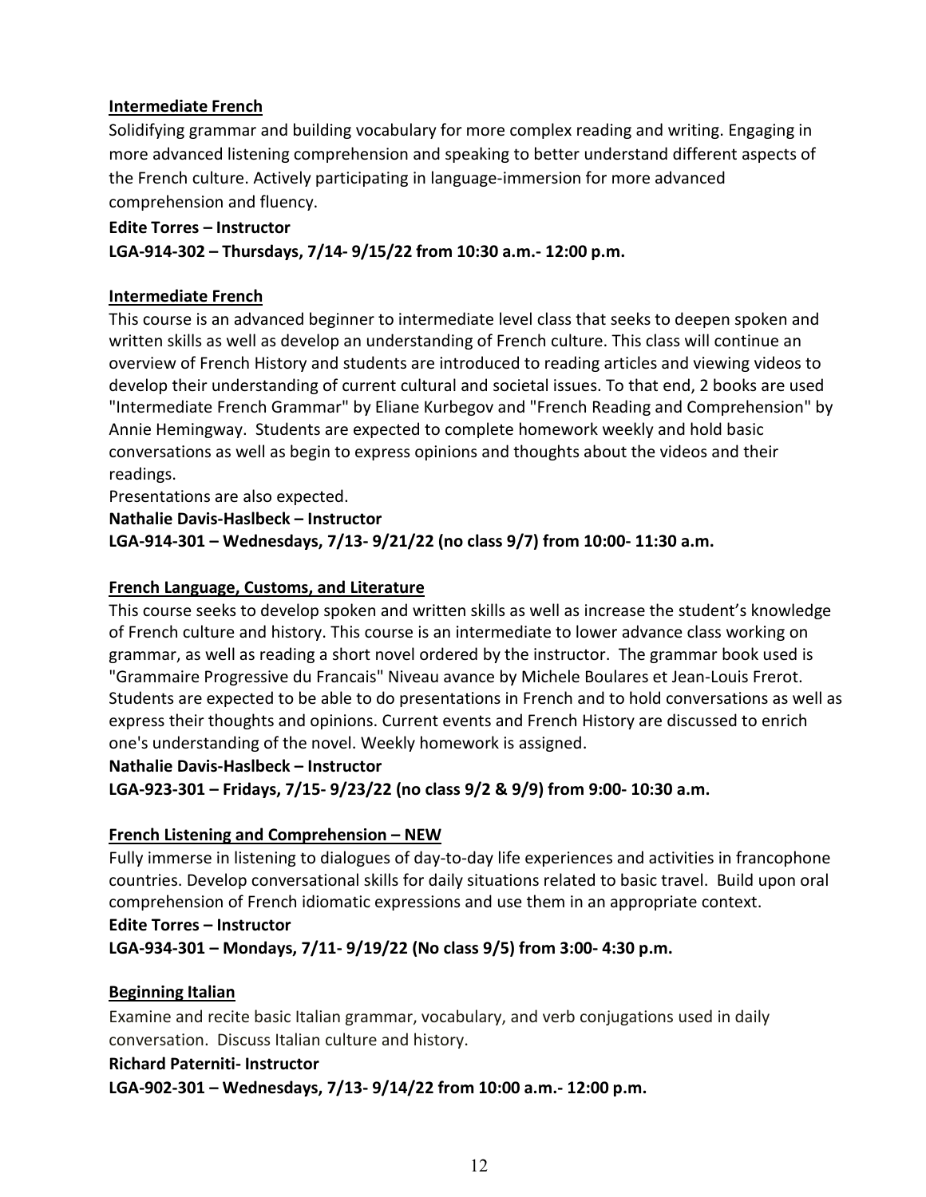**Intermediate French**

Solidifying grammar and building vocabulary for more complex reading and writing. Engaging in more advanced listening comprehension and speaking to better understand different aspects of the French culture. Actively participating in language-immersion for more advanced comprehension and fluency.

**Edite Torres – Instructor**

**LGA-914-302 – Thursdays, 7/14- 9/15/22 from 10:30 a.m.- 12:00 p.m.**

**Intermediate French**

This course is an advanced beginner to intermediate level class that seeks to deepen spoken and written skills as well as develop an understanding of French culture. This class will continue an overview of French History and students are introduced to reading articles and viewing videos to develop their understanding of current cultural and societal issues. To that end, 2 books are used "Intermediate French Grammar" by Eliane Kurbegov and "French Reading and Comprehension" by Annie Hemingway. Students are expected to complete homework weekly and hold basic conversations as well as begin to express opinions and thoughts about the videos and their readings.

Presentations are also expected.

**Nathalie Davis-Haslbeck – Instructor**

**LGA-914-301 – Wednesdays, 7/13- 9/21/22 (no class 9/7) from 10:00- 11:30 a.m.**

**French Language, Customs, and Literature**

This course seeks to develop spoken and written skills as well as increase the student's knowledge of French culture and history. This course is an intermediate to lower advance class working on grammar, as well as reading a short novel ordered by the instructor. The grammar book used is "Grammaire Progressive du Francais" Niveau avance by Michele Boulares et Jean-Louis Frerot. Students are expected to be able to do presentations in French and to hold conversations as well as express their thoughts and opinions. Current events and French History are discussed to enrich one's understanding of the novel. Weekly homework is assigned.

**Nathalie Davis-Haslbeck – Instructor**

**LGA-923-301 – Fridays, 7/15- 9/23/22 (no class 9/2 & 9/9) from 9:00- 10:30 a.m.**

**French Listening and Comprehension – NEW**

Fully immerse in listening to dialogues of day-to-day life experiences and activities in francophone countries. Develop conversational skills for daily situations related to basic travel. Build upon oral comprehension of French idiomatic expressions and use them in an appropriate context.

**Edite Torres – Instructor**

**LGA-934-301 – Mondays, 7/11- 9/19/22 (No class 9/5) from 3:00- 4:30 p.m.**

**Beginning Italian**

Examine and recite basic Italian grammar, vocabulary, and verb conjugations used in daily conversation. Discuss Italian culture and history.

**Richard Paterniti- Instructor**

**LGA-902-301 – Wednesdays, 7/13- 9/14/22 from 10:00 a.m.- 12:00 p.m.**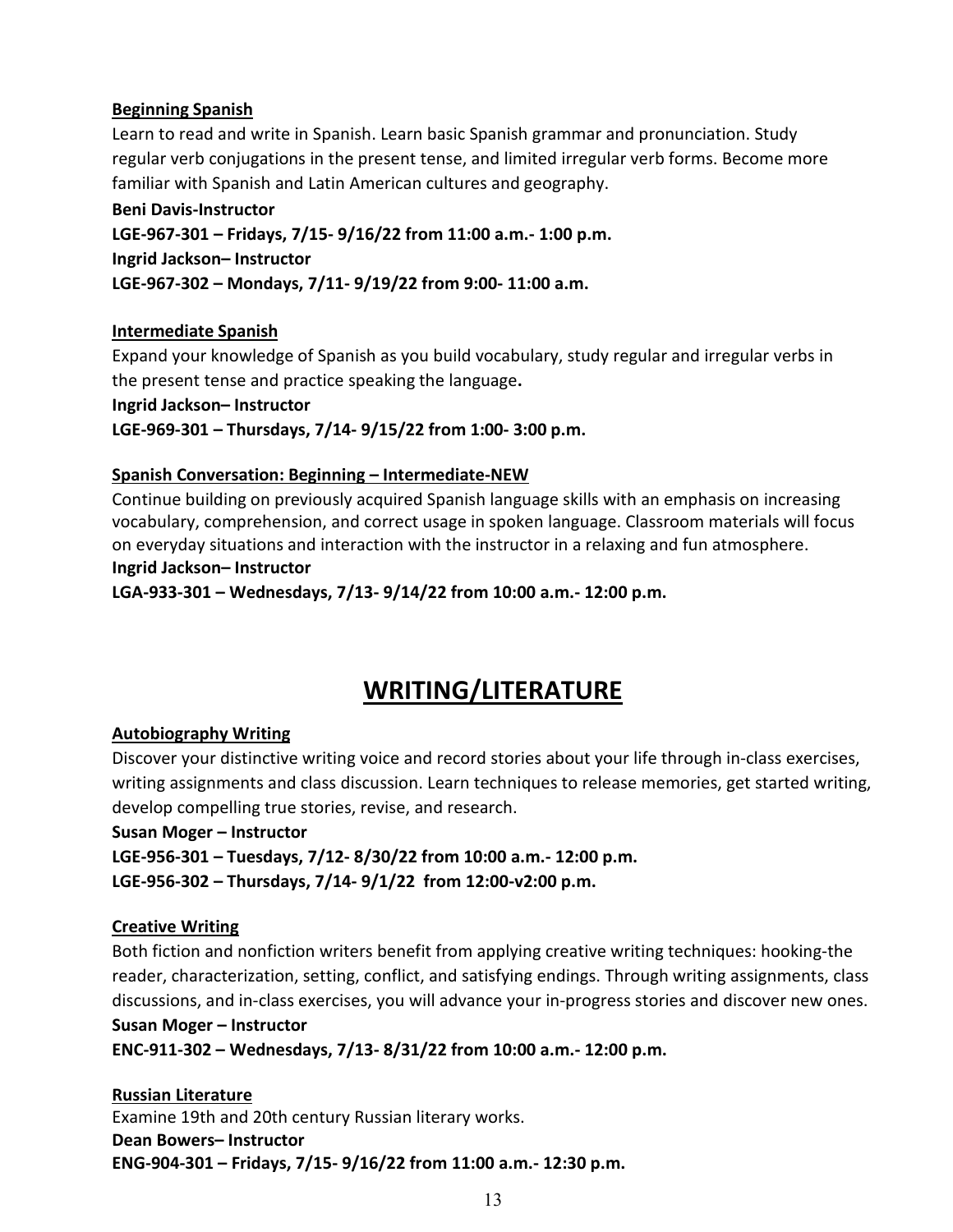**Beginning Spanish**

Learn to read and write in Spanish. Learn basic Spanish grammar and pronunciation. Study regular verb conjugations in the present tense, and limited irregular verb forms. Become more familiar with Spanish and Latin American cultures and geography.

**Beni Davis-Instructor**

**LGE-967-301 – Fridays, 7/15- 9/16/22 from 11:00 a.m.- 1:00 p.m.**

**Ingrid Jackson– Instructor**

**LGE-967-302 – Mondays, 7/11- 9/19/22 from 9:00- 11:00 a.m.**

**Intermediate Spanish**

Expand your knowledge of Spanish as you build vocabulary, study regular and irregular verbs in the present tense and practice speaking the language**.**

**Ingrid Jackson– Instructor**

**LGE-969-301 – Thursdays, 7/14- 9/15/22 from 1:00- 3:00 p.m.**

**Spanish Conversation: Beginning – Intermediate-NEW**

Continue building on previously acquired Spanish language skills with an emphasis on increasing vocabulary, comprehension, and correct usage in spoken language. Classroom materials will focus on everyday situations and interaction with the instructor in a relaxing and fun atmosphere.

**Ingrid Jackson– Instructor**

**LGA-933-301 – Wednesdays, 7/13- 9/14/22 from 10:00 a.m.- 12:00 p.m.**

# WRITING/LITERATURE

**Autobiography Writing**

Discover your distinctive writing voice and record stories about your life through in-class exercises, writing assignments and class discussion. Learn techniques to release memories, get started writing, develop compelling true stories, revise, and research.

**Susan Moger – Instructor**

**LGE-956-301 – Tuesdays, 7/12- 8/30/22 from 10:00 a.m.- 12:00 p.m.**

**LGE-956-302 – Thursdays, 7/14- 9/1/22 from 12:00-v2:00 p.m.**

**Creative Writing**

Both fiction and nonfiction writers benefit from applying creative writing techniques: hooking-the reader, characterization, setting, conflict, and satisfying endings. Through writing assignments, class discussions, and in-class exercises, you will advance your in-progress stories and discover new ones.

**Susan Moger – Instructor**

**ENC-911-302 – Wednesdays, 7/13- 8/31/22 from 10:00 a.m.- 12:00 p.m.**

**Russian Literature**

Examine 19th and 20th century Russian literary works.

**Dean Bowers– Instructor**

**ENG-904-301 – Fridays, 7/15- 9/16/22 from 11:00 a.m.- 12:30 p.m.**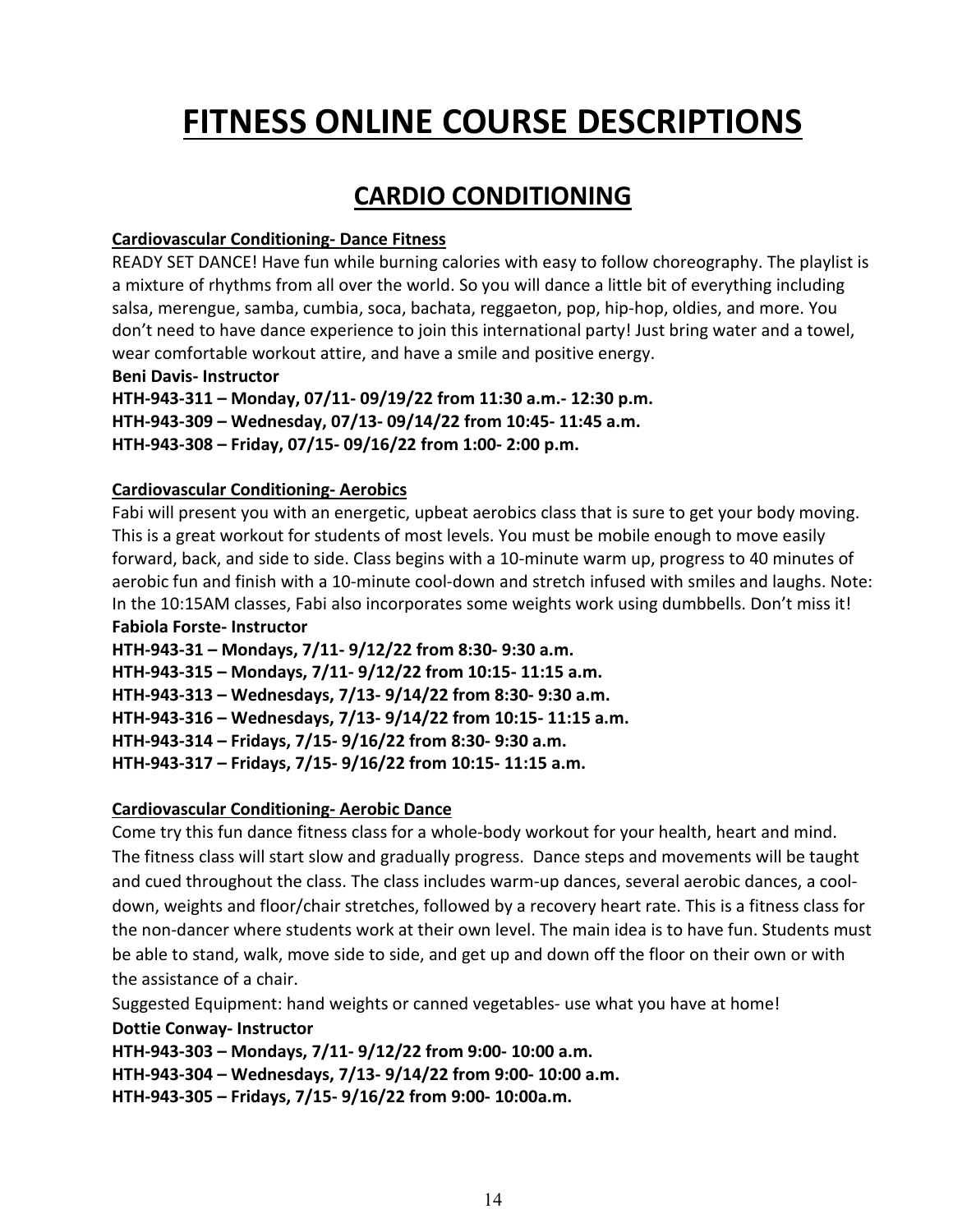# FITNESS ONLINE COURSE DESCRIPTIONS

## CARDIO CONDITIONING

### Cardiovascular Conditioning- Dance Fitness

READY SET DANCE! Have fun while burning calories with easy to follow choreography. The playlist is a mixture of rhythms from all over the world. So you will dance a little bit of everything including salsa, merengue, samba, cumbia, soca, bachata, reggaeton, pop, hip-hop, oldies, and more. You don't need to have dance experience to join this international party! Just bring water and a towel, wear comfortable workout attire, and have a smile and positive energy.

**Beni Davis- Instructor**

**HTH-943-311 – Monday, 07/11- 09/19/22 from 11:30 a.m.- 12:30 p.m.**
**HTH-943-309 – Wednesday, 07/13- 09/14/22 from 10:45- 11:45 a.m.**
**HTH-943-308 – Friday, 07/15- 09/16/22 from 1:00- 2:00 p.m.**

### Cardiovascular Conditioning- Aerobics

Fabi will present you with an energetic, upbeat aerobics class that is sure to get your body moving. This is a great workout for students of most levels. You must be mobile enough to move easily forward, back, and side to side. Class begins with a 10-minute warm up, progress to 40 minutes of aerobic fun and finish with a 10-minute cool-down and stretch infused with smiles and laughs. Note: In the 10:15AM classes, Fabi also incorporates some weights work using dumbbells. Don't miss it!

**Fabiola Forste- Instructor**

**HTH-943-31 – Mondays, 7/11- 9/12/22 from 8:30- 9:30 a.m.**
**HTH-943-315 – Mondays, 7/11- 9/12/22 from 10:15- 11:15 a.m.**
**HTH-943-313 – Wednesdays, 7/13- 9/14/22 from 8:30- 9:30 a.m.**
**HTH-943-316 – Wednesdays, 7/13- 9/14/22 from 10:15- 11:15 a.m.**
**HTH-943-314 – Fridays, 7/15- 9/16/22 from 8:30- 9:30 a.m.**
**HTH-943-317 – Fridays, 7/15- 9/16/22 from 10:15- 11:15 a.m.**

### Cardiovascular Conditioning- Aerobic Dance

Come try this fun dance fitness class for a whole-body workout for your health, heart and mind. The fitness class will start slow and gradually progress. Dance steps and movements will be taught and cued throughout the class. The class includes warm-up dances, several aerobic dances, a cool-down, weights and floor/chair stretches, followed by a recovery heart rate. This is a fitness class for the non-dancer where students work at their own level. The main idea is to have fun. Students must be able to stand, walk, move side to side, and get up and down off the floor on their own or with the assistance of a chair.

Suggested Equipment: hand weights or canned vegetables- use what you have at home!

**Dottie Conway- Instructor**

**HTH-943-303 – Mondays, 7/11- 9/12/22 from 9:00- 10:00 a.m.**
**HTH-943-304 – Wednesdays, 7/13- 9/14/22 from 9:00- 10:00 a.m.**
**HTH-943-305 – Fridays, 7/15- 9/16/22 from 9:00- 10:00a.m.**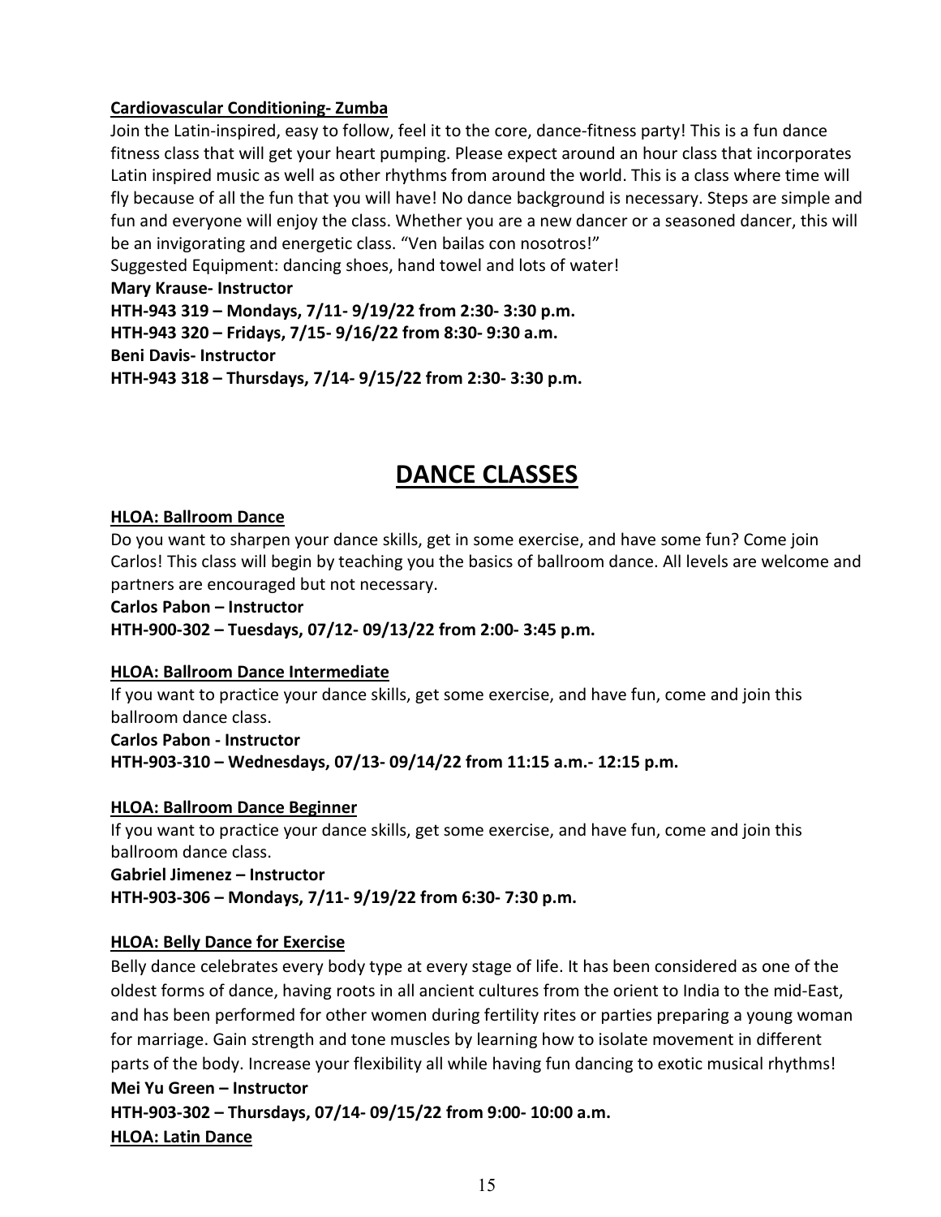**Cardiovascular Conditioning- Zumba**

Join the Latin-inspired, easy to follow, feel it to the core, dance-fitness party! This is a fun dance fitness class that will get your heart pumping. Please expect around an hour class that incorporates Latin inspired music as well as other rhythms from around the world. This is a class where time will fly because of all the fun that you will have! No dance background is necessary. Steps are simple and fun and everyone will enjoy the class. Whether you are a new dancer or a seasoned dancer, this will be an invigorating and energetic class. "Ven bailas con nosotros!"

Suggested Equipment: dancing shoes, hand towel and lots of water!

**Mary Krause- Instructor**

**HTH-943 319 – Mondays, 7/11- 9/19/22 from 2:30- 3:30 p.m.**

**HTH-943 320 – Fridays, 7/15- 9/16/22 from 8:30- 9:30 a.m.**

**Beni Davis- Instructor**

**HTH-943 318 – Thursdays, 7/14- 9/15/22 from 2:30- 3:30 p.m.**

# DANCE CLASSES

**HLOA: Ballroom Dance**

Do you want to sharpen your dance skills, get in some exercise, and have some fun? Come join Carlos! This class will begin by teaching you the basics of ballroom dance. All levels are welcome and partners are encouraged but not necessary.

**Carlos Pabon – Instructor**

**HTH-900-302 – Tuesdays, 07/12- 09/13/22 from 2:00- 3:45 p.m.**

**HLOA: Ballroom Dance Intermediate**

If you want to practice your dance skills, get some exercise, and have fun, come and join this ballroom dance class.

**Carlos Pabon - Instructor**

**HTH-903-310 – Wednesdays, 07/13- 09/14/22 from 11:15 a.m.- 12:15 p.m.**

**HLOA: Ballroom Dance Beginner**

If you want to practice your dance skills, get some exercise, and have fun, come and join this ballroom dance class.

**Gabriel Jimenez – Instructor**

**HTH-903-306 – Mondays, 7/11- 9/19/22 from 6:30- 7:30 p.m.**

**HLOA: Belly Dance for Exercise**

Belly dance celebrates every body type at every stage of life. It has been considered as one of the oldest forms of dance, having roots in all ancient cultures from the orient to India to the mid-East, and has been performed for other women during fertility rites or parties preparing a young woman for marriage. Gain strength and tone muscles by learning how to isolate movement in different parts of the body. Increase your flexibility all while having fun dancing to exotic musical rhythms!

**Mei Yu Green – Instructor**

**HTH-903-302 – Thursdays, 07/14- 09/15/22 from 9:00- 10:00 a.m.**

**HLOA: Latin Dance**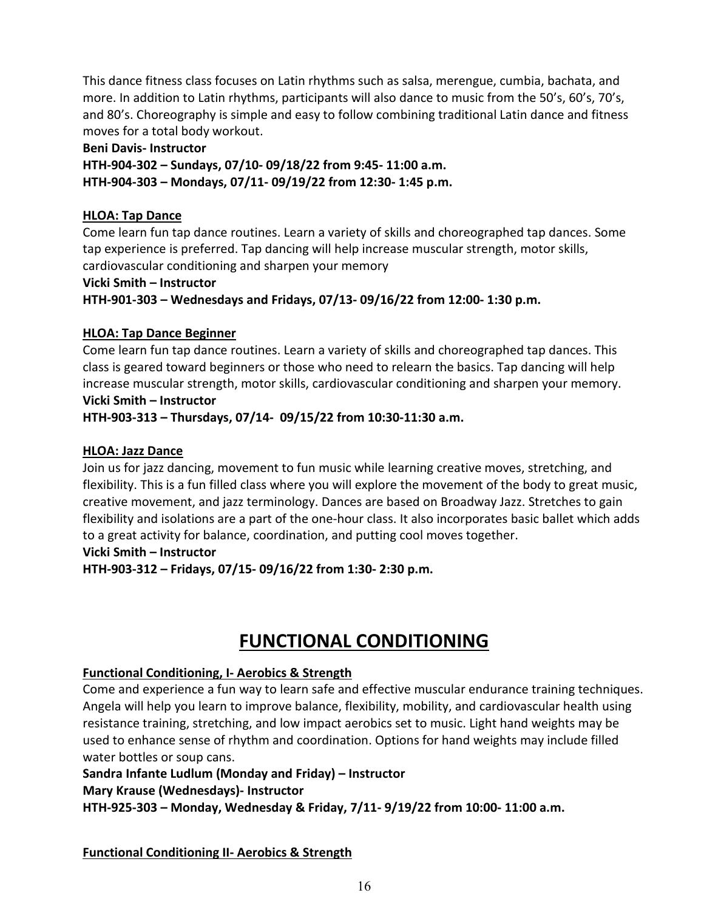This dance fitness class focuses on Latin rhythms such as salsa, merengue, cumbia, bachata, and more. In addition to Latin rhythms, participants will also dance to music from the 50's, 60's, 70's, and 80's. Choreography is simple and easy to follow combining traditional Latin dance and fitness moves for a total body workout.

**Beni Davis- Instructor**

**HTH-904-302 – Sundays, 07/10- 09/18/22 from 9:45- 11:00 a.m.**

**HTH-904-303 – Mondays, 07/11- 09/19/22 from 12:30- 1:45 p.m.**

**HLOA: Tap Dance**

Come learn fun tap dance routines. Learn a variety of skills and choreographed tap dances. Some tap experience is preferred. Tap dancing will help increase muscular strength, motor skills, cardiovascular conditioning and sharpen your memory

**Vicki Smith – Instructor**

**HTH-901-303 – Wednesdays and Fridays, 07/13- 09/16/22 from 12:00- 1:30 p.m.**

**HLOA: Tap Dance Beginner**

Come learn fun tap dance routines. Learn a variety of skills and choreographed tap dances. This class is geared toward beginners or those who need to relearn the basics. Tap dancing will help increase muscular strength, motor skills, cardiovascular conditioning and sharpen your memory.

**Vicki Smith – Instructor**

**HTH-903-313 – Thursdays, 07/14- 09/15/22 from 10:30-11:30 a.m.**

**HLOA: Jazz Dance**

Join us for jazz dancing, movement to fun music while learning creative moves, stretching, and flexibility. This is a fun filled class where you will explore the movement of the body to great music, creative movement, and jazz terminology. Dances are based on Broadway Jazz. Stretches to gain flexibility and isolations are a part of the one-hour class. It also incorporates basic ballet which adds to a great activity for balance, coordination, and putting cool moves together.

**Vicki Smith – Instructor**

**HTH-903-312 – Fridays, 07/15- 09/16/22 from 1:30- 2:30 p.m.**

# FUNCTIONAL CONDITIONING

**Functional Conditioning, I- Aerobics & Strength**

Come and experience a fun way to learn safe and effective muscular endurance training techniques. Angela will help you learn to improve balance, flexibility, mobility, and cardiovascular health using resistance training, stretching, and low impact aerobics set to music. Light hand weights may be used to enhance sense of rhythm and coordination. Options for hand weights may include filled water bottles or soup cans.

**Sandra Infante Ludlum (Monday and Friday) – Instructor**

**Mary Krause (Wednesdays)- Instructor**

**HTH-925-303 – Monday, Wednesday & Friday, 7/11- 9/19/22 from 10:00- 11:00 a.m.**

**Functional Conditioning II- Aerobics & Strength**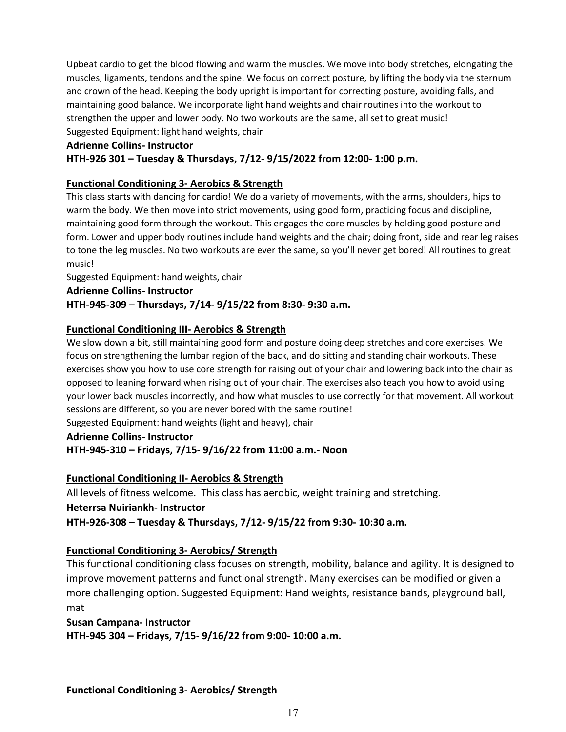Upbeat cardio to get the blood flowing and warm the muscles. We move into body stretches, elongating the muscles, ligaments, tendons and the spine. We focus on correct posture, by lifting the body via the sternum and crown of the head. Keeping the body upright is important for correcting posture, avoiding falls, and maintaining good balance. We incorporate light hand weights and chair routines into the workout to strengthen the upper and lower body. No two workouts are the same, all set to great music!
Suggested Equipment: light hand weights, chair

**Adrienne Collins- Instructor**
**HTH-926 301 – Tuesday & Thursdays, 7/12- 9/15/2022 from 12:00- 1:00 p.m.**

**Functional Conditioning 3- Aerobics & Strength**

This class starts with dancing for cardio! We do a variety of movements, with the arms, shoulders, hips to warm the body. We then move into strict movements, using good form, practicing focus and discipline, maintaining good form through the workout. This engages the core muscles by holding good posture and form. Lower and upper body routines include hand weights and the chair; doing front, side and rear leg raises to tone the leg muscles. No two workouts are ever the same, so you'll never get bored! All routines to great music!
Suggested Equipment: hand weights, chair

**Adrienne Collins- Instructor**
**HTH-945-309 – Thursdays, 7/14- 9/15/22 from 8:30- 9:30 a.m.**

**Functional Conditioning III- Aerobics & Strength**

We slow down a bit, still maintaining good form and posture doing deep stretches and core exercises. We focus on strengthening the lumbar region of the back, and do sitting and standing chair workouts. These exercises show you how to use core strength for raising out of your chair and lowering back into the chair as opposed to leaning forward when rising out of your chair. The exercises also teach you how to avoid using your lower back muscles incorrectly, and how what muscles to use correctly for that movement. All workout sessions are different, so you are never bored with the same routine!
Suggested Equipment: hand weights (light and heavy), chair

**Adrienne Collins- Instructor**
**HTH-945-310 – Fridays, 7/15- 9/16/22 from 11:00 a.m.- Noon**

**Functional Conditioning II- Aerobics & Strength**

All levels of fitness welcome. This class has aerobic, weight training and stretching.

**Heterrsa Nuiriankh- Instructor**
**HTH-926-308 – Tuesday & Thursdays, 7/12- 9/15/22 from 9:30- 10:30 a.m.**

**Functional Conditioning 3- Aerobics/ Strength**

This functional conditioning class focuses on strength, mobility, balance and agility. It is designed to improve movement patterns and functional strength. Many exercises can be modified or given a more challenging option. Suggested Equipment: Hand weights, resistance bands, playground ball, mat

**Susan Campana- Instructor**
**HTH-945 304 – Fridays, 7/15- 9/16/22 from 9:00- 10:00 a.m.**

**Functional Conditioning 3- Aerobics/ Strength**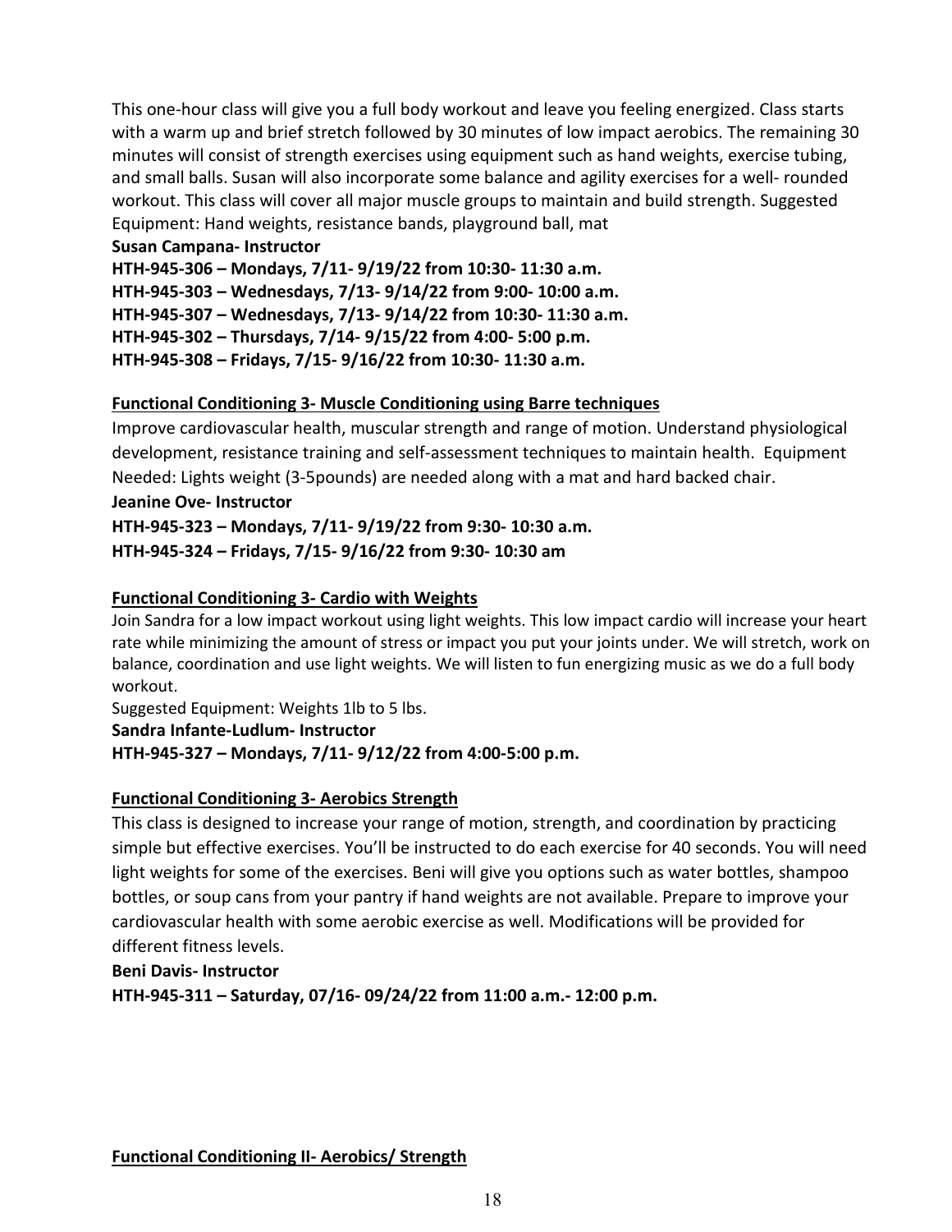This one-hour class will give you a full body workout and leave you feeling energized. Class starts with a warm up and brief stretch followed by 30 minutes of low impact aerobics. The remaining 30 minutes will consist of strength exercises using equipment such as hand weights, exercise tubing, and small balls. Susan will also incorporate some balance and agility exercises for a well- rounded workout. This class will cover all major muscle groups to maintain and build strength. Suggested Equipment: Hand weights, resistance bands, playground ball, mat

**Susan Campana- Instructor**

**HTH-945-306 – Mondays, 7/11- 9/19/22 from 10:30- 11:30 a.m.**

**HTH-945-303 – Wednesdays, 7/13- 9/14/22 from 9:00- 10:00 a.m.**

**HTH-945-307 – Wednesdays, 7/13- 9/14/22 from 10:30- 11:30 a.m.**

**HTH-945-302 – Thursdays, 7/14- 9/15/22 from 4:00- 5:00 p.m.**

**HTH-945-308 – Fridays, 7/15- 9/16/22 from 10:30- 11:30 a.m.**

## Functional Conditioning 3- Muscle Conditioning using Barre techniques

Improve cardiovascular health, muscular strength and range of motion. Understand physiological development, resistance training and self-assessment techniques to maintain health. Equipment Needed: Lights weight (3-5pounds) are needed along with a mat and hard backed chair.

**Jeanine Ove- Instructor**

**HTH-945-323 – Mondays, 7/11- 9/19/22 from 9:30- 10:30 a.m.**

**HTH-945-324 – Fridays, 7/15- 9/16/22 from 9:30- 10:30 am**

## Functional Conditioning 3- Cardio with Weights

Join Sandra for a low impact workout using light weights. This low impact cardio will increase your heart rate while minimizing the amount of stress or impact you put your joints under. We will stretch, work on balance, coordination and use light weights. We will listen to fun energizing music as we do a full body workout.

Suggested Equipment: Weights 1lb to 5 lbs.

**Sandra Infante-Ludlum- Instructor**

**HTH-945-327 – Mondays, 7/11- 9/12/22 from 4:00-5:00 p.m.**

## Functional Conditioning 3- Aerobics Strength

This class is designed to increase your range of motion, strength, and coordination by practicing simple but effective exercises. You'll be instructed to do each exercise for 40 seconds. You will need light weights for some of the exercises. Beni will give you options such as water bottles, shampoo bottles, or soup cans from your pantry if hand weights are not available. Prepare to improve your cardiovascular health with some aerobic exercise as well. Modifications will be provided for different fitness levels.

**Beni Davis- Instructor**

**HTH-945-311 – Saturday, 07/16- 09/24/22 from 11:00 a.m.- 12:00 p.m.**

## Functional Conditioning II- Aerobics/ Strength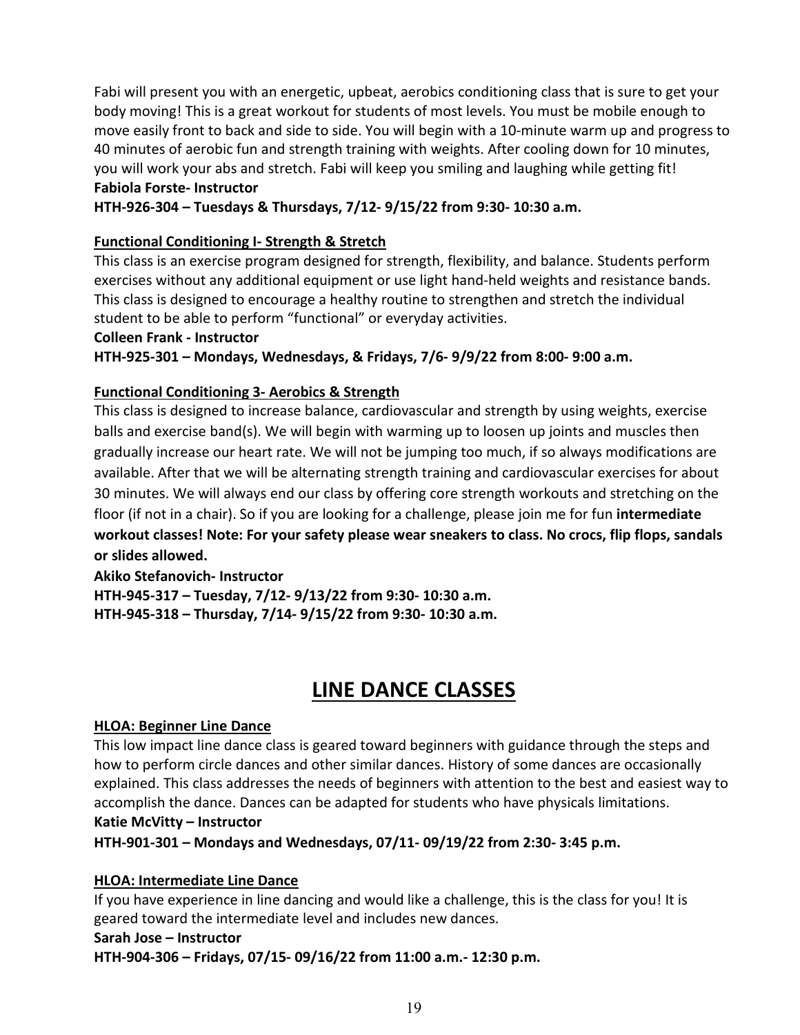Fabi will present you with an energetic, upbeat, aerobics conditioning class that is sure to get your body moving! This is a great workout for students of most levels. You must be mobile enough to move easily front to back and side to side. You will begin with a 10-minute warm up and progress to 40 minutes of aerobic fun and strength training with weights. After cooling down for 10 minutes, you will work your abs and stretch. Fabi will keep you smiling and laughing while getting fit!

**Fabiola Forste- Instructor**

**HTH-926-304 – Tuesdays & Thursdays, 7/12- 9/15/22 from 9:30- 10:30 a.m.**

**Functional Conditioning I- Strength & Stretch**

This class is an exercise program designed for strength, flexibility, and balance. Students perform exercises without any additional equipment or use light hand-held weights and resistance bands. This class is designed to encourage a healthy routine to strengthen and stretch the individual student to be able to perform "functional" or everyday activities.

**Colleen Frank - Instructor**

**HTH-925-301 – Mondays, Wednesdays, & Fridays, 7/6- 9/9/22 from 8:00- 9:00 a.m.**

**Functional Conditioning 3- Aerobics & Strength**

This class is designed to increase balance, cardiovascular and strength by using weights, exercise balls and exercise band(s). We will begin with warming up to loosen up joints and muscles then gradually increase our heart rate. We will not be jumping too much, if so always modifications are available. After that we will be alternating strength training and cardiovascular exercises for about 30 minutes. We will always end our class by offering core strength workouts and stretching on the floor (if not in a chair). So if you are looking for a challenge, please join me for fun **intermediate workout classes! Note: For your safety please wear sneakers to class. No crocs, flip flops, sandals or slides allowed.**

**Akiko Stefanovich- Instructor**

**HTH-945-317 – Tuesday, 7/12- 9/13/22 from 9:30- 10:30 a.m.**
**HTH-945-318 – Thursday, 7/14- 9/15/22 from 9:30- 10:30 a.m.**

# LINE DANCE CLASSES

**HLOA: Beginner Line Dance**

This low impact line dance class is geared toward beginners with guidance through the steps and how to perform circle dances and other similar dances. History of some dances are occasionally explained. This class addresses the needs of beginners with attention to the best and easiest way to accomplish the dance. Dances can be adapted for students who have physicals limitations.

**Katie McVitty – Instructor**

**HTH-901-301 – Mondays and Wednesdays, 07/11- 09/19/22 from 2:30- 3:45 p.m.**

**HLOA: Intermediate Line Dance**

If you have experience in line dancing and would like a challenge, this is the class for you! It is geared toward the intermediate level and includes new dances.

**Sarah Jose – Instructor**

**HTH-904-306 – Fridays, 07/15- 09/16/22 from 11:00 a.m.- 12:30 p.m.**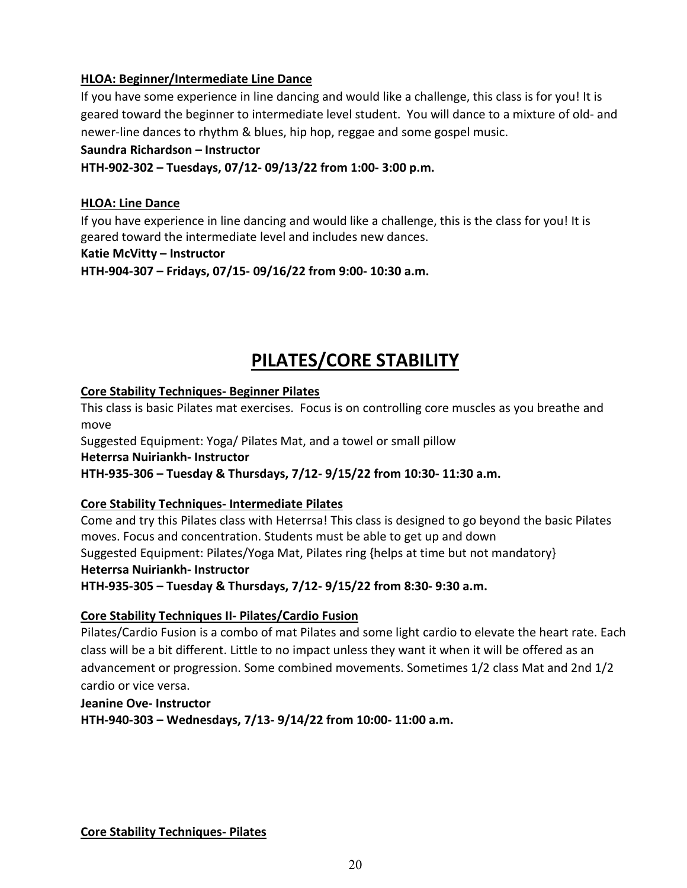**HLOA: Beginner/Intermediate Line Dance**

If you have some experience in line dancing and would like a challenge, this class is for you! It is geared toward the beginner to intermediate level student. You will dance to a mixture of old- and newer-line dances to rhythm & blues, hip hop, reggae and some gospel music.

**Saundra Richardson – Instructor**

**HTH-902-302 – Tuesdays, 07/12- 09/13/22 from 1:00- 3:00 p.m.**

**HLOA: Line Dance**

If you have experience in line dancing and would like a challenge, this is the class for you! It is geared toward the intermediate level and includes new dances.

**Katie McVitty – Instructor**

**HTH-904-307 – Fridays, 07/15- 09/16/22 from 9:00- 10:30 a.m.**

# PILATES/CORE STABILITY

**Core Stability Techniques- Beginner Pilates**

This class is basic Pilates mat exercises. Focus is on controlling core muscles as you breathe and move

Suggested Equipment: Yoga/ Pilates Mat, and a towel or small pillow

**Heterrsa Nuiriankh- Instructor**

**HTH-935-306 – Tuesday & Thursdays, 7/12- 9/15/22 from 10:30- 11:30 a.m.**

**Core Stability Techniques- Intermediate Pilates**

Come and try this Pilates class with Heterrsa! This class is designed to go beyond the basic Pilates moves. Focus and concentration. Students must be able to get up and down

Suggested Equipment: Pilates/Yoga Mat, Pilates ring {helps at time but not mandatory}

**Heterrsa Nuiriankh- Instructor**

**HTH-935-305 – Tuesday & Thursdays, 7/12- 9/15/22 from 8:30- 9:30 a.m.**

**Core Stability Techniques II- Pilates/Cardio Fusion**

Pilates/Cardio Fusion is a combo of mat Pilates and some light cardio to elevate the heart rate. Each class will be a bit different. Little to no impact unless they want it when it will be offered as an advancement or progression. Some combined movements. Sometimes 1/2 class Mat and 2nd 1/2 cardio or vice versa.

**Jeanine Ove- Instructor**

**HTH-940-303 – Wednesdays, 7/13- 9/14/22 from 10:00- 11:00 a.m.**

**Core Stability Techniques- Pilates**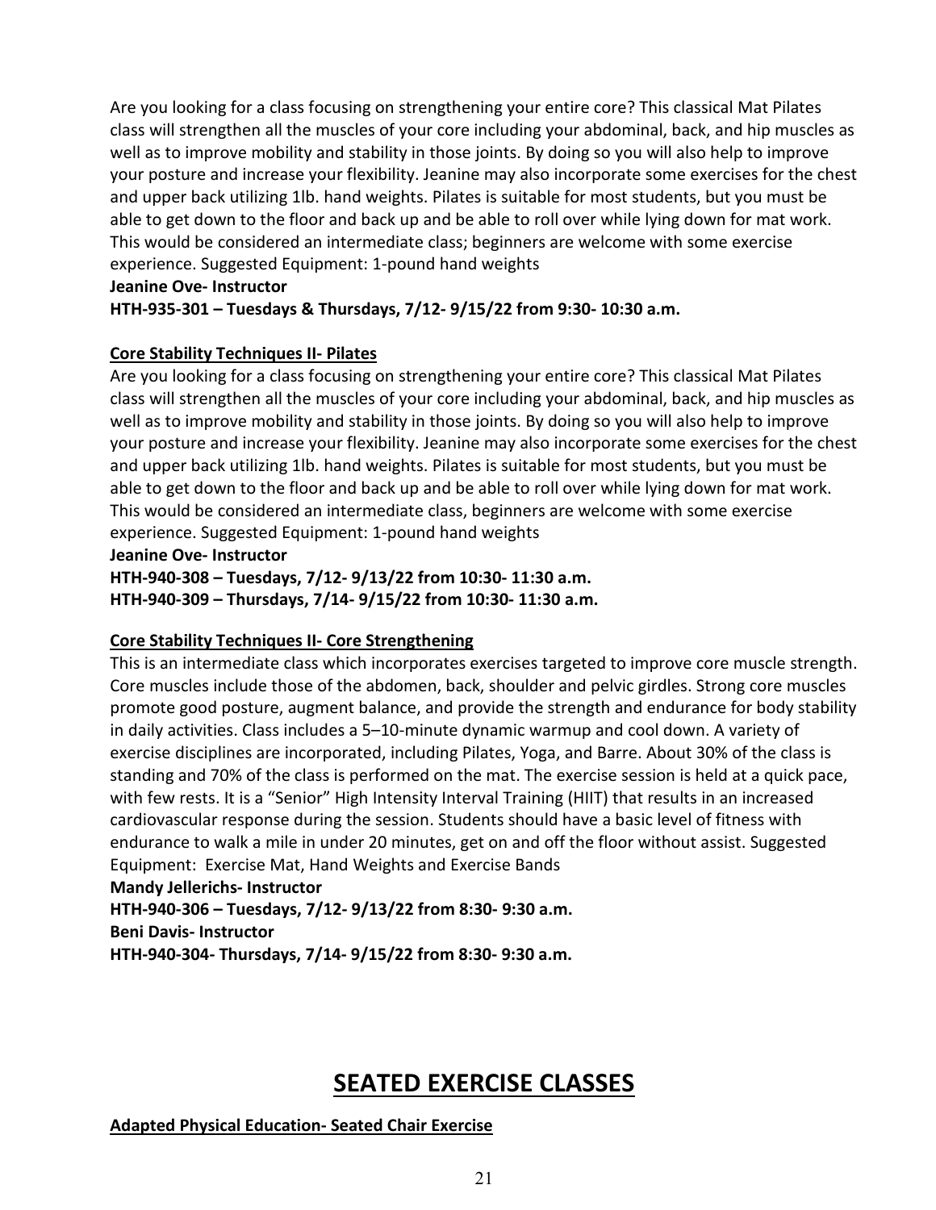Are you looking for a class focusing on strengthening your entire core? This classical Mat Pilates class will strengthen all the muscles of your core including your abdominal, back, and hip muscles as well as to improve mobility and stability in those joints. By doing so you will also help to improve your posture and increase your flexibility. Jeanine may also incorporate some exercises for the chest and upper back utilizing 1lb. hand weights. Pilates is suitable for most students, but you must be able to get down to the floor and back up and be able to roll over while lying down for mat work. This would be considered an intermediate class; beginners are welcome with some exercise experience. Suggested Equipment: 1-pound hand weights

**Jeanine Ove- Instructor**

**HTH-935-301 – Tuesdays & Thursdays, 7/12- 9/15/22 from 9:30- 10:30 a.m.**

**Core Stability Techniques II- Pilates**

Are you looking for a class focusing on strengthening your entire core? This classical Mat Pilates class will strengthen all the muscles of your core including your abdominal, back, and hip muscles as well as to improve mobility and stability in those joints. By doing so you will also help to improve your posture and increase your flexibility. Jeanine may also incorporate some exercises for the chest and upper back utilizing 1lb. hand weights. Pilates is suitable for most students, but you must be able to get down to the floor and back up and be able to roll over while lying down for mat work. This would be considered an intermediate class, beginners are welcome with some exercise experience. Suggested Equipment: 1-pound hand weights

**Jeanine Ove- Instructor**

**HTH-940-308 – Tuesdays, 7/12- 9/13/22 from 10:30- 11:30 a.m.**

**HTH-940-309 – Thursdays, 7/14- 9/15/22 from 10:30- 11:30 a.m.**

**Core Stability Techniques II- Core Strengthening**

This is an intermediate class which incorporates exercises targeted to improve core muscle strength. Core muscles include those of the abdomen, back, shoulder and pelvic girdles. Strong core muscles promote good posture, augment balance, and provide the strength and endurance for body stability in daily activities. Class includes a 5–10-minute dynamic warmup and cool down. A variety of exercise disciplines are incorporated, including Pilates, Yoga, and Barre. About 30% of the class is standing and 70% of the class is performed on the mat. The exercise session is held at a quick pace, with few rests. It is a "Senior" High Intensity Interval Training (HIIT) that results in an increased cardiovascular response during the session. Students should have a basic level of fitness with endurance to walk a mile in under 20 minutes, get on and off the floor without assist. Suggested Equipment: Exercise Mat, Hand Weights and Exercise Bands

**Mandy Jellerichs- Instructor**

**HTH-940-306 – Tuesdays, 7/12- 9/13/22 from 8:30- 9:30 a.m.**

**Beni Davis- Instructor**

**HTH-940-304- Thursdays, 7/14- 9/15/22 from 8:30- 9:30 a.m.**

# SEATED EXERCISE CLASSES

**Adapted Physical Education- Seated Chair Exercise**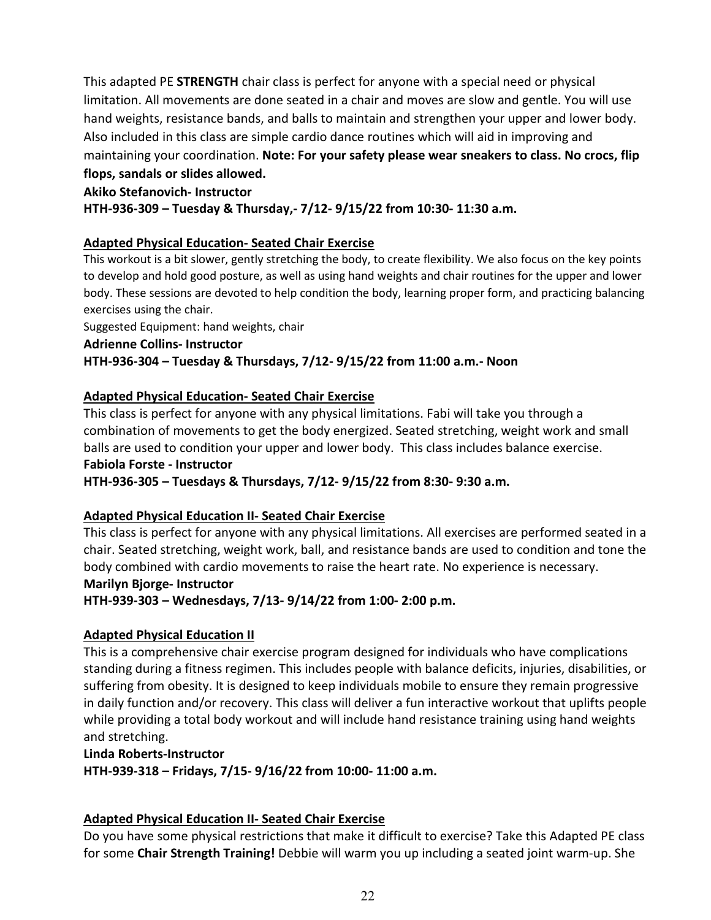This adapted PE **STRENGTH** chair class is perfect for anyone with a special need or physical limitation. All movements are done seated in a chair and moves are slow and gentle. You will use hand weights, resistance bands, and balls to maintain and strengthen your upper and lower body. Also included in this class are simple cardio dance routines which will aid in improving and maintaining your coordination. **Note: For your safety please wear sneakers to class. No crocs, flip flops, sandals or slides allowed.**

**Akiko Stefanovich- Instructor**

**HTH-936-309 – Tuesday & Thursday,- 7/12- 9/15/22 from 10:30- 11:30 a.m.**

### Adapted Physical Education- Seated Chair Exercise

This workout is a bit slower, gently stretching the body, to create flexibility. We also focus on the key points to develop and hold good posture, as well as using hand weights and chair routines for the upper and lower body. These sessions are devoted to help condition the body, learning proper form, and practicing balancing exercises using the chair.

Suggested Equipment: hand weights, chair

**Adrienne Collins- Instructor**

**HTH-936-304 – Tuesday & Thursdays, 7/12- 9/15/22 from 11:00 a.m.- Noon**

### Adapted Physical Education- Seated Chair Exercise

This class is perfect for anyone with any physical limitations. Fabi will take you through a combination of movements to get the body energized. Seated stretching, weight work and small balls are used to condition your upper and lower body. This class includes balance exercise.

**Fabiola Forste - Instructor**

**HTH-936-305 – Tuesdays & Thursdays, 7/12- 9/15/22 from 8:30- 9:30 a.m.**

### Adapted Physical Education II- Seated Chair Exercise

This class is perfect for anyone with any physical limitations. All exercises are performed seated in a chair. Seated stretching, weight work, ball, and resistance bands are used to condition and tone the body combined with cardio movements to raise the heart rate. No experience is necessary.

**Marilyn Bjorge- Instructor**

**HTH-939-303 – Wednesdays, 7/13- 9/14/22 from 1:00- 2:00 p.m.**

### Adapted Physical Education II

This is a comprehensive chair exercise program designed for individuals who have complications standing during a fitness regimen. This includes people with balance deficits, injuries, disabilities, or suffering from obesity. It is designed to keep individuals mobile to ensure they remain progressive in daily function and/or recovery. This class will deliver a fun interactive workout that uplifts people while providing a total body workout and will include hand resistance training using hand weights and stretching.

**Linda Roberts-Instructor**

**HTH-939-318 – Fridays, 7/15- 9/16/22 from 10:00- 11:00 a.m.**

### Adapted Physical Education II- Seated Chair Exercise

Do you have some physical restrictions that make it difficult to exercise? Take this Adapted PE class for some **Chair Strength Training!** Debbie will warm you up including a seated joint warm-up. She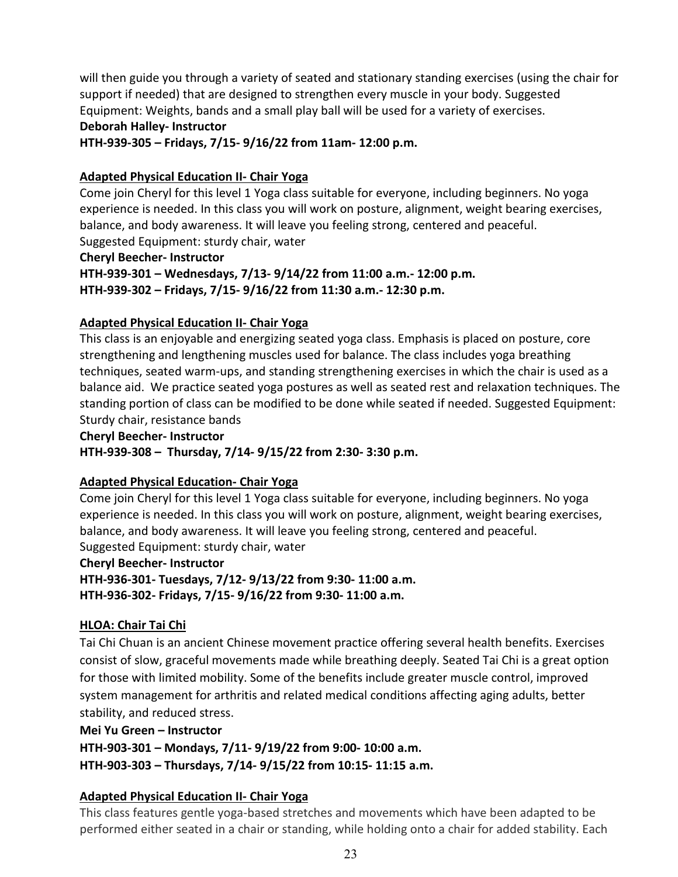will then guide you through a variety of seated and stationary standing exercises (using the chair for support if needed) that are designed to strengthen every muscle in your body. Suggested Equipment: Weights, bands and a small play ball will be used for a variety of exercises.

**Deborah Halley- Instructor**

**HTH-939-305 – Fridays, 7/15- 9/16/22 from 11am- 12:00 p.m.**

**Adapted Physical Education II- Chair Yoga**

Come join Cheryl for this level 1 Yoga class suitable for everyone, including beginners. No yoga experience is needed. In this class you will work on posture, alignment, weight bearing exercises, balance, and body awareness. It will leave you feeling strong, centered and peaceful. Suggested Equipment: sturdy chair, water

**Cheryl Beecher- Instructor**

**HTH-939-301 – Wednesdays, 7/13- 9/14/22 from 11:00 a.m.- 12:00 p.m.**

**HTH-939-302 – Fridays, 7/15- 9/16/22 from 11:30 a.m.- 12:30 p.m.**

**Adapted Physical Education II- Chair Yoga**

This class is an enjoyable and energizing seated yoga class. Emphasis is placed on posture, core strengthening and lengthening muscles used for balance. The class includes yoga breathing techniques, seated warm-ups, and standing strengthening exercises in which the chair is used as a balance aid. We practice seated yoga postures as well as seated rest and relaxation techniques. The standing portion of class can be modified to be done while seated if needed. Suggested Equipment: Sturdy chair, resistance bands

**Cheryl Beecher- Instructor**

**HTH-939-308 – Thursday, 7/14- 9/15/22 from 2:30- 3:30 p.m.**

**Adapted Physical Education- Chair Yoga**

Come join Cheryl for this level 1 Yoga class suitable for everyone, including beginners. No yoga experience is needed. In this class you will work on posture, alignment, weight bearing exercises, balance, and body awareness. It will leave you feeling strong, centered and peaceful. Suggested Equipment: sturdy chair, water

**Cheryl Beecher- Instructor**

**HTH-936-301- Tuesdays, 7/12- 9/13/22 from 9:30- 11:00 a.m.**

**HTH-936-302- Fridays, 7/15- 9/16/22 from 9:30- 11:00 a.m.**

**HLOA: Chair Tai Chi**

Tai Chi Chuan is an ancient Chinese movement practice offering several health benefits. Exercises consist of slow, graceful movements made while breathing deeply. Seated Tai Chi is a great option for those with limited mobility. Some of the benefits include greater muscle control, improved system management for arthritis and related medical conditions affecting aging adults, better stability, and reduced stress.

**Mei Yu Green – Instructor**

**HTH-903-301 – Mondays, 7/11- 9/19/22 from 9:00- 10:00 a.m.**

**HTH-903-303 – Thursdays, 7/14- 9/15/22 from 10:15- 11:15 a.m.**

**Adapted Physical Education II- Chair Yoga**

This class features gentle yoga-based stretches and movements which have been adapted to be performed either seated in a chair or standing, while holding onto a chair for added stability. Each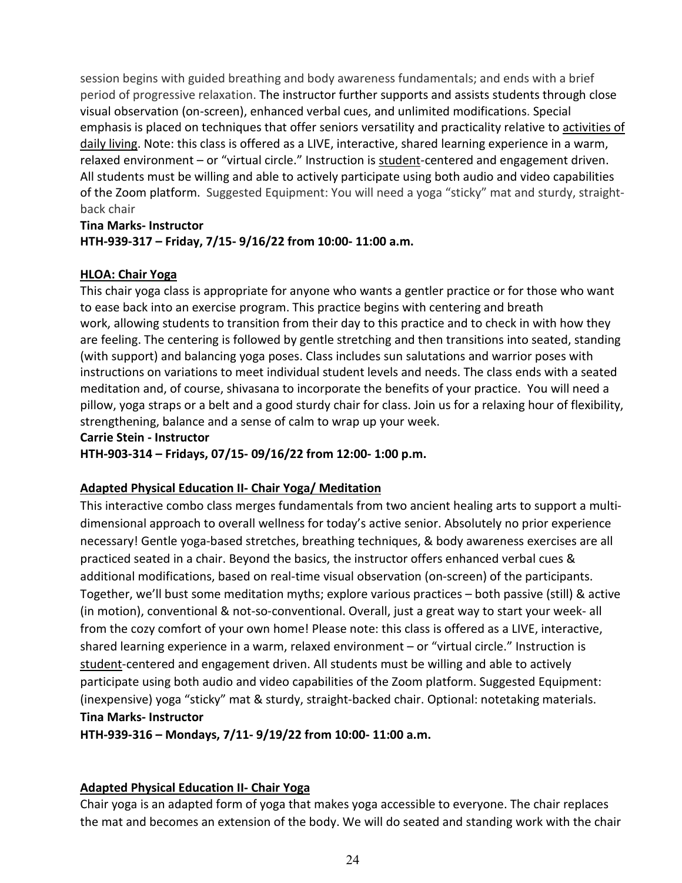session begins with guided breathing and body awareness fundamentals; and ends with a brief period of progressive relaxation. The instructor further supports and assists students through close visual observation (on-screen), enhanced verbal cues, and unlimited modifications. Special emphasis is placed on techniques that offer seniors versatility and practicality relative to activities of daily living. Note: this class is offered as a LIVE, interactive, shared learning experience in a warm, relaxed environment – or "virtual circle." Instruction is student-centered and engagement driven. All students must be willing and able to actively participate using both audio and video capabilities of the Zoom platform. Suggested Equipment: You will need a yoga "sticky" mat and sturdy, straight-back chair

**Tina Marks- Instructor**
**HTH-939-317 – Friday, 7/15- 9/16/22 from 10:00- 11:00 a.m.**

**HLOA: Chair Yoga**

This chair yoga class is appropriate for anyone who wants a gentler practice or for those who want to ease back into an exercise program. This practice begins with centering and breath work, allowing students to transition from their day to this practice and to check in with how they are feeling. The centering is followed by gentle stretching and then transitions into seated, standing (with support) and balancing yoga poses. Class includes sun salutations and warrior poses with instructions on variations to meet individual student levels and needs. The class ends with a seated meditation and, of course, shivasana to incorporate the benefits of your practice. You will need a pillow, yoga straps or a belt and a good sturdy chair for class. Join us for a relaxing hour of flexibility, strengthening, balance and a sense of calm to wrap up your week.

**Carrie Stein - Instructor**
**HTH-903-314 – Fridays, 07/15- 09/16/22 from 12:00- 1:00 p.m.**

**Adapted Physical Education II- Chair Yoga/ Meditation**

This interactive combo class merges fundamentals from two ancient healing arts to support a multi-dimensional approach to overall wellness for today's active senior. Absolutely no prior experience necessary! Gentle yoga-based stretches, breathing techniques, & body awareness exercises are all practiced seated in a chair. Beyond the basics, the instructor offers enhanced verbal cues & additional modifications, based on real-time visual observation (on-screen) of the participants. Together, we'll bust some meditation myths; explore various practices – both passive (still) & active (in motion), conventional & not-so-conventional. Overall, just a great way to start your week- all from the cozy comfort of your own home! Please note: this class is offered as a LIVE, interactive, shared learning experience in a warm, relaxed environment – or "virtual circle." Instruction is student-centered and engagement driven. All students must be willing and able to actively participate using both audio and video capabilities of the Zoom platform. Suggested Equipment: (inexpensive) yoga "sticky" mat & sturdy, straight-backed chair. Optional: notetaking materials.

**Tina Marks- Instructor**
**HTH-939-316 – Mondays, 7/11- 9/19/22 from 10:00- 11:00 a.m.**

**Adapted Physical Education II- Chair Yoga**

Chair yoga is an adapted form of yoga that makes yoga accessible to everyone. The chair replaces the mat and becomes an extension of the body. We will do seated and standing work with the chair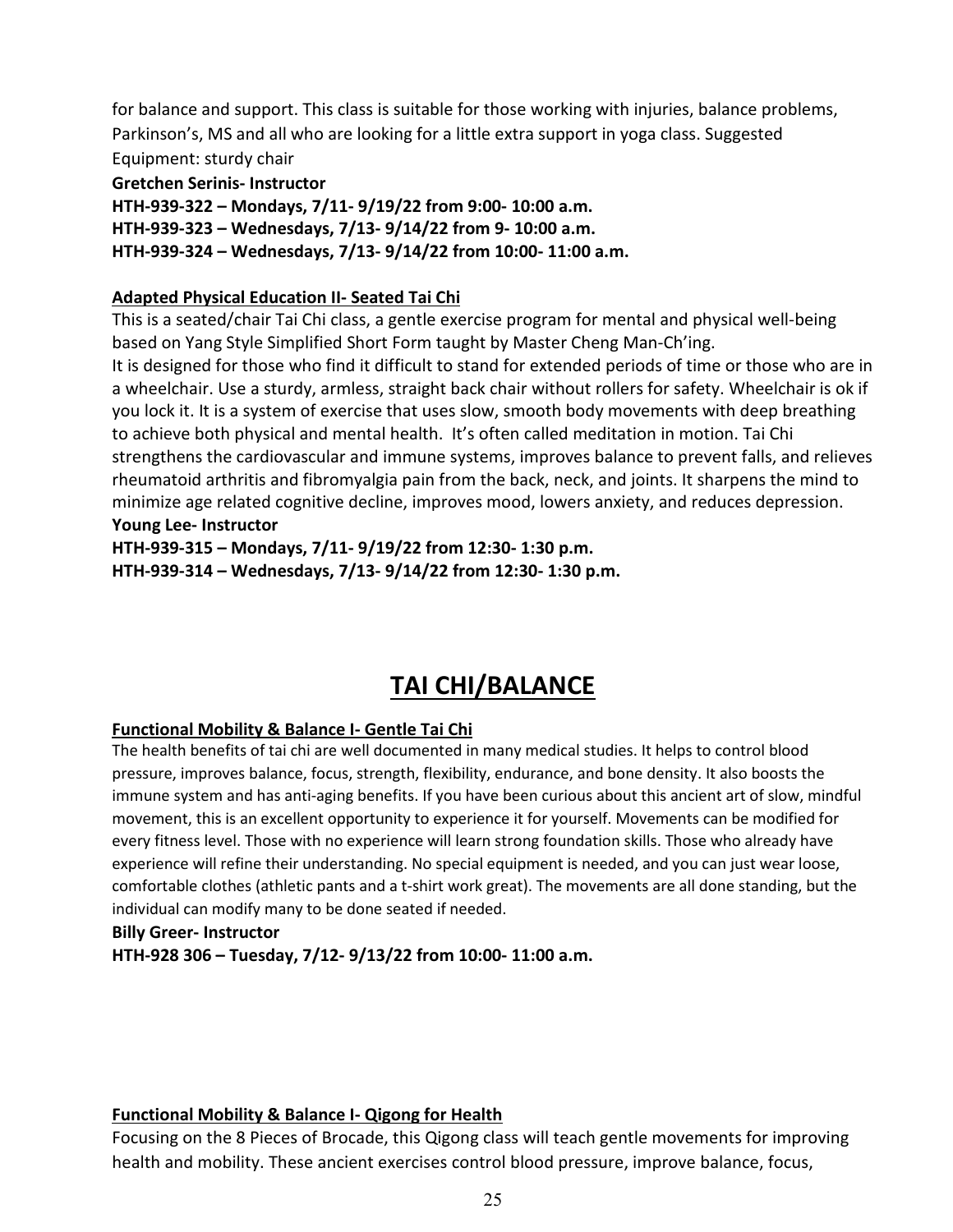for balance and support. This class is suitable for those working with injuries, balance problems, Parkinson's, MS and all who are looking for a little extra support in yoga class. Suggested Equipment: sturdy chair

**Gretchen Serinis- Instructor**

**HTH-939-322 – Mondays, 7/11- 9/19/22 from 9:00- 10:00 a.m.**

**HTH-939-323 – Wednesdays, 7/13- 9/14/22 from 9- 10:00 a.m.**

**HTH-939-324 – Wednesdays, 7/13- 9/14/22 from 10:00- 11:00 a.m.**

### Adapted Physical Education II- Seated Tai Chi

This is a seated/chair Tai Chi class, a gentle exercise program for mental and physical well-being based on Yang Style Simplified Short Form taught by Master Cheng Man-Ch'ing.

It is designed for those who find it difficult to stand for extended periods of time or those who are in a wheelchair. Use a sturdy, armless, straight back chair without rollers for safety. Wheelchair is ok if you lock it. It is a system of exercise that uses slow, smooth body movements with deep breathing to achieve both physical and mental health. It's often called meditation in motion. Tai Chi strengthens the cardiovascular and immune systems, improves balance to prevent falls, and relieves rheumatoid arthritis and fibromyalgia pain from the back, neck, and joints. It sharpens the mind to minimize age related cognitive decline, improves mood, lowers anxiety, and reduces depression.

**Young Lee- Instructor**

**HTH-939-315 – Mondays, 7/11- 9/19/22 from 12:30- 1:30 p.m.**

**HTH-939-314 – Wednesdays, 7/13- 9/14/22 from 12:30- 1:30 p.m.**

# TAI CHI/BALANCE

### Functional Mobility & Balance I- Gentle Tai Chi

The health benefits of tai chi are well documented in many medical studies. It helps to control blood pressure, improves balance, focus, strength, flexibility, endurance, and bone density. It also boosts the immune system and has anti-aging benefits. If you have been curious about this ancient art of slow, mindful movement, this is an excellent opportunity to experience it for yourself. Movements can be modified for every fitness level. Those with no experience will learn strong foundation skills. Those who already have experience will refine their understanding. No special equipment is needed, and you can just wear loose, comfortable clothes (athletic pants and a t-shirt work great). The movements are all done standing, but the individual can modify many to be done seated if needed.

**Billy Greer- Instructor**

**HTH-928 306 – Tuesday, 7/12- 9/13/22 from 10:00- 11:00 a.m.**

### Functional Mobility & Balance I- Qigong for Health

Focusing on the 8 Pieces of Brocade, this Qigong class will teach gentle movements for improving health and mobility. These ancient exercises control blood pressure, improve balance, focus,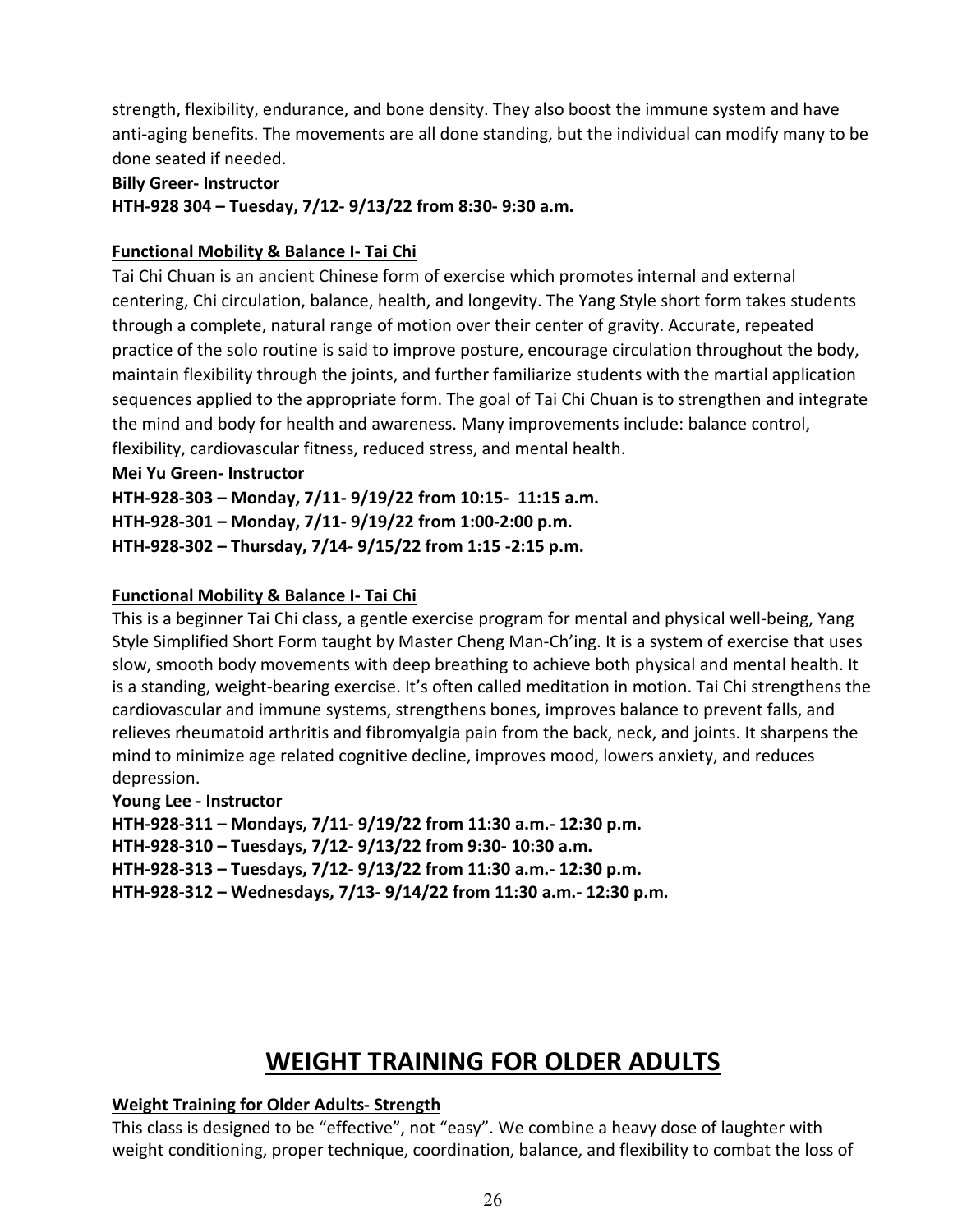strength, flexibility, endurance, and bone density. They also boost the immune system and have anti-aging benefits. The movements are all done standing, but the individual can modify many to be done seated if needed.

**Billy Greer- Instructor**

**HTH-928 304 – Tuesday, 7/12- 9/13/22 from 8:30- 9:30 a.m.**

**<u>Functional Mobility & Balance I- Tai Chi</u>**

Tai Chi Chuan is an ancient Chinese form of exercise which promotes internal and external centering, Chi circulation, balance, health, and longevity. The Yang Style short form takes students through a complete, natural range of motion over their center of gravity. Accurate, repeated practice of the solo routine is said to improve posture, encourage circulation throughout the body, maintain flexibility through the joints, and further familiarize students with the martial application sequences applied to the appropriate form. The goal of Tai Chi Chuan is to strengthen and integrate the mind and body for health and awareness. Many improvements include: balance control, flexibility, cardiovascular fitness, reduced stress, and mental health.

**Mei Yu Green- Instructor**

**HTH-928-303 – Monday, 7/11- 9/19/22 from 10:15- 11:15 a.m.**

**HTH-928-301 – Monday, 7/11- 9/19/22 from 1:00-2:00 p.m.**

**HTH-928-302 – Thursday, 7/14- 9/15/22 from 1:15 -2:15 p.m.**

**<u>Functional Mobility & Balance I- Tai Chi</u>**

This is a beginner Tai Chi class, a gentle exercise program for mental and physical well-being, Yang Style Simplified Short Form taught by Master Cheng Man-Ch'ing. It is a system of exercise that uses slow, smooth body movements with deep breathing to achieve both physical and mental health. It is a standing, weight-bearing exercise. It's often called meditation in motion. Tai Chi strengthens the cardiovascular and immune systems, strengthens bones, improves balance to prevent falls, and relieves rheumatoid arthritis and fibromyalgia pain from the back, neck, and joints. It sharpens the mind to minimize age related cognitive decline, improves mood, lowers anxiety, and reduces depression.

**Young Lee - Instructor**

**HTH-928-311 – Mondays, 7/11- 9/19/22 from 11:30 a.m.- 12:30 p.m.**

**HTH-928-310 – Tuesdays, 7/12- 9/13/22 from 9:30- 10:30 a.m.**

**HTH-928-313 – Tuesdays, 7/12- 9/13/22 from 11:30 a.m.- 12:30 p.m.**

**HTH-928-312 – Wednesdays, 7/13- 9/14/22 from 11:30 a.m.- 12:30 p.m.**

# <u>WEIGHT TRAINING FOR OLDER ADULTS</u>

**<u>Weight Training for Older Adults- Strength</u>**

This class is designed to be "effective", not "easy". We combine a heavy dose of laughter with weight conditioning, proper technique, coordination, balance, and flexibility to combat the loss of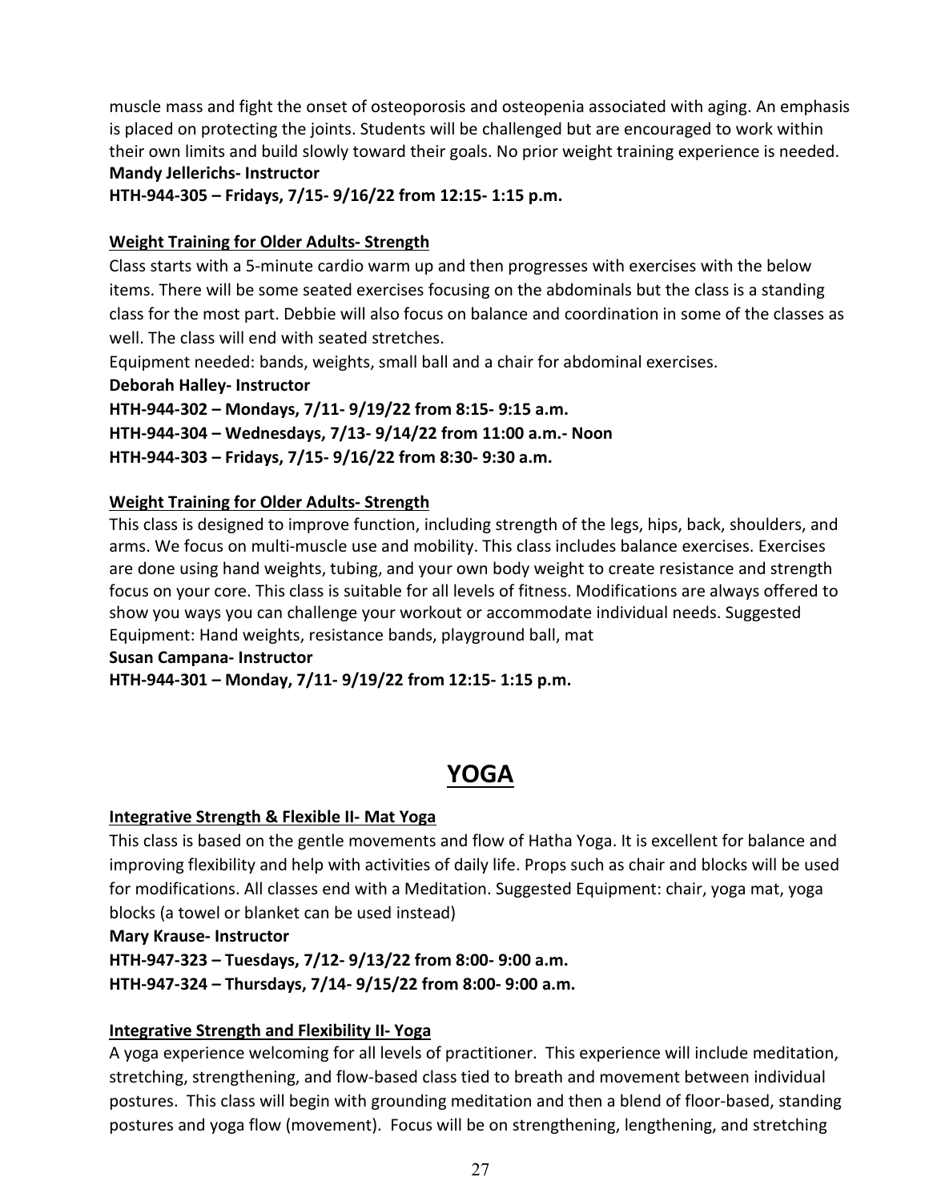muscle mass and fight the onset of osteoporosis and osteopenia associated with aging. An emphasis is placed on protecting the joints. Students will be challenged but are encouraged to work within their own limits and build slowly toward their goals. No prior weight training experience is needed.

**Mandy Jellerichs- Instructor**

**HTH-944-305 – Fridays, 7/15- 9/16/22 from 12:15- 1:15 p.m.**

**Weight Training for Older Adults- Strength**

Class starts with a 5-minute cardio warm up and then progresses with exercises with the below items. There will be some seated exercises focusing on the abdominals but the class is a standing class for the most part. Debbie will also focus on balance and coordination in some of the classes as well. The class will end with seated stretches.

Equipment needed: bands, weights, small ball and a chair for abdominal exercises.

**Deborah Halley- Instructor**

**HTH-944-302 – Mondays, 7/11- 9/19/22 from 8:15- 9:15 a.m.**

**HTH-944-304 – Wednesdays, 7/13- 9/14/22 from 11:00 a.m.- Noon**

**HTH-944-303 – Fridays, 7/15- 9/16/22 from 8:30- 9:30 a.m.**

**Weight Training for Older Adults- Strength**

This class is designed to improve function, including strength of the legs, hips, back, shoulders, and arms. We focus on multi-muscle use and mobility. This class includes balance exercises. Exercises are done using hand weights, tubing, and your own body weight to create resistance and strength focus on your core. This class is suitable for all levels of fitness. Modifications are always offered to show you ways you can challenge your workout or accommodate individual needs. Suggested Equipment: Hand weights, resistance bands, playground ball, mat

**Susan Campana- Instructor**

**HTH-944-301 – Monday, 7/11- 9/19/22 from 12:15- 1:15 p.m.**

# YOGA

**Integrative Strength & Flexible II- Mat Yoga**

This class is based on the gentle movements and flow of Hatha Yoga. It is excellent for balance and improving flexibility and help with activities of daily life. Props such as chair and blocks will be used for modifications. All classes end with a Meditation. Suggested Equipment: chair, yoga mat, yoga blocks (a towel or blanket can be used instead)

**Mary Krause- Instructor**

**HTH-947-323 – Tuesdays, 7/12- 9/13/22 from 8:00- 9:00 a.m.**

**HTH-947-324 – Thursdays, 7/14- 9/15/22 from 8:00- 9:00 a.m.**

**Integrative Strength and Flexibility II- Yoga**

A yoga experience welcoming for all levels of practitioner. This experience will include meditation, stretching, strengthening, and flow-based class tied to breath and movement between individual postures. This class will begin with grounding meditation and then a blend of floor-based, standing postures and yoga flow (movement). Focus will be on strengthening, lengthening, and stretching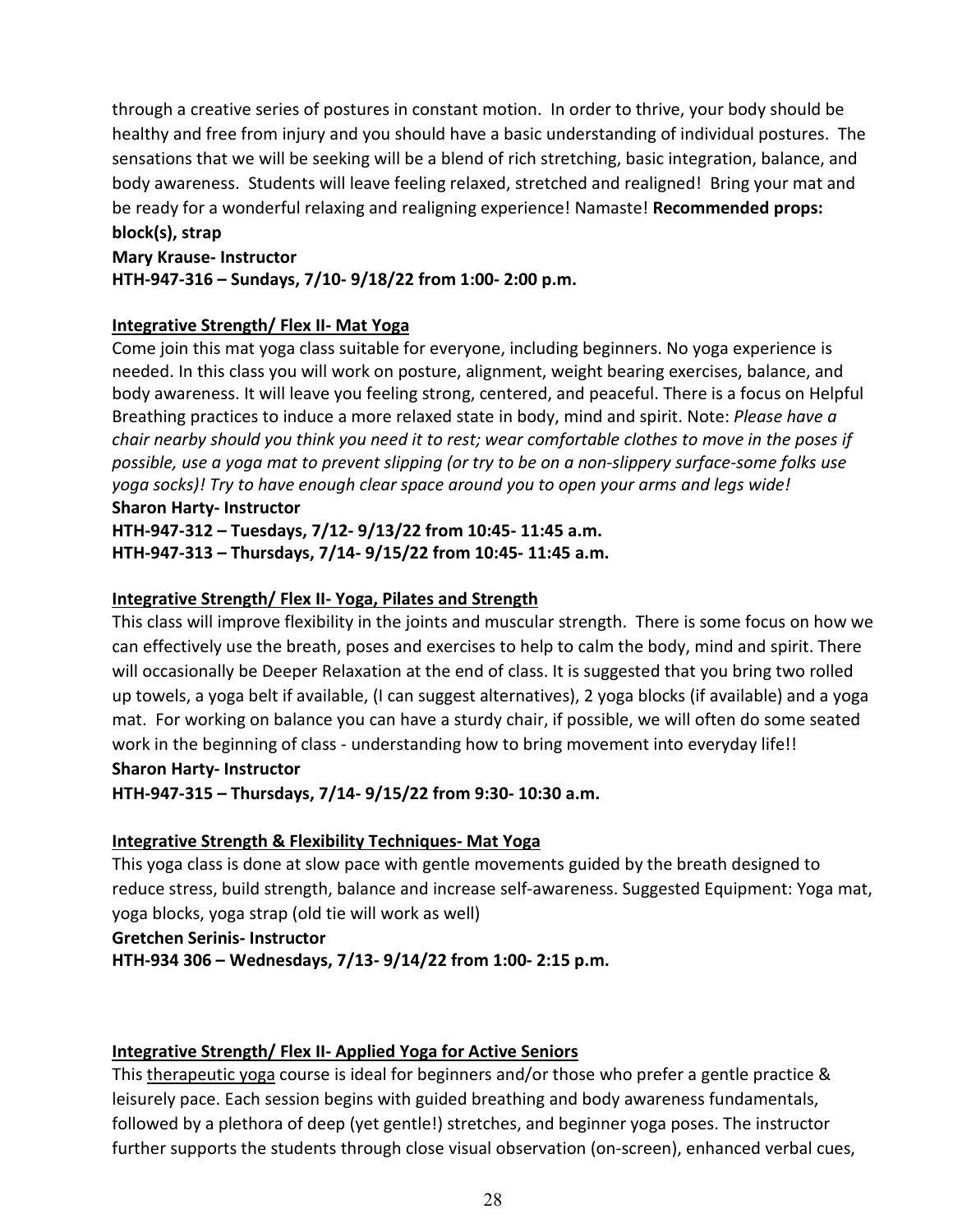through a creative series of postures in constant motion. In order to thrive, your body should be healthy and free from injury and you should have a basic understanding of individual postures. The sensations that we will be seeking will be a blend of rich stretching, basic integration, balance, and body awareness. Students will leave feeling relaxed, stretched and realigned! Bring your mat and be ready for a wonderful relaxing and realigning experience! Namaste! **Recommended props: block(s), strap**

**Mary Krause- Instructor**

**HTH-947-316 – Sundays, 7/10- 9/18/22 from 1:00- 2:00 p.m.**

**<u>Integrative Strength/ Flex II- Mat Yoga</u>**

Come join this mat yoga class suitable for everyone, including beginners. No yoga experience is needed. In this class you will work on posture, alignment, weight bearing exercises, balance, and body awareness. It will leave you feeling strong, centered, and peaceful. There is a focus on Helpful Breathing practices to induce a more relaxed state in body, mind and spirit. Note: *Please have a chair nearby should you think you need it to rest; wear comfortable clothes to move in the poses if possible, use a yoga mat to prevent slipping (or try to be on a non-slippery surface-some folks use yoga socks)! Try to have enough clear space around you to open your arms and legs wide!*

**Sharon Harty- Instructor**

**HTH-947-312 – Tuesdays, 7/12- 9/13/22 from 10:45- 11:45 a.m.**

**HTH-947-313 – Thursdays, 7/14- 9/15/22 from 10:45- 11:45 a.m.**

**<u>Integrative Strength/ Flex II- Yoga, Pilates and Strength</u>**

This class will improve flexibility in the joints and muscular strength. There is some focus on how we can effectively use the breath, poses and exercises to help to calm the body, mind and spirit. There will occasionally be Deeper Relaxation at the end of class. It is suggested that you bring two rolled up towels, a yoga belt if available, (I can suggest alternatives), 2 yoga blocks (if available) and a yoga mat. For working on balance you can have a sturdy chair, if possible, we will often do some seated work in the beginning of class - understanding how to bring movement into everyday life!!

**Sharon Harty- Instructor**

**HTH-947-315 – Thursdays, 7/14- 9/15/22 from 9:30- 10:30 a.m.**

**<u>Integrative Strength & Flexibility Techniques- Mat Yoga</u>**

This yoga class is done at slow pace with gentle movements guided by the breath designed to reduce stress, build strength, balance and increase self-awareness. Suggested Equipment: Yoga mat, yoga blocks, yoga strap (old tie will work as well)

**Gretchen Serinis- Instructor**

**HTH-934 306 – Wednesdays, 7/13- 9/14/22 from 1:00- 2:15 p.m.**

**<u>Integrative Strength/ Flex II- Applied Yoga for Active Seniors</u>**

This <u>therapeutic yoga</u> course is ideal for beginners and/or those who prefer a gentle practice & leisurely pace. Each session begins with guided breathing and body awareness fundamentals, followed by a plethora of deep (yet gentle!) stretches, and beginner yoga poses. The instructor further supports the students through close visual observation (on-screen), enhanced verbal cues,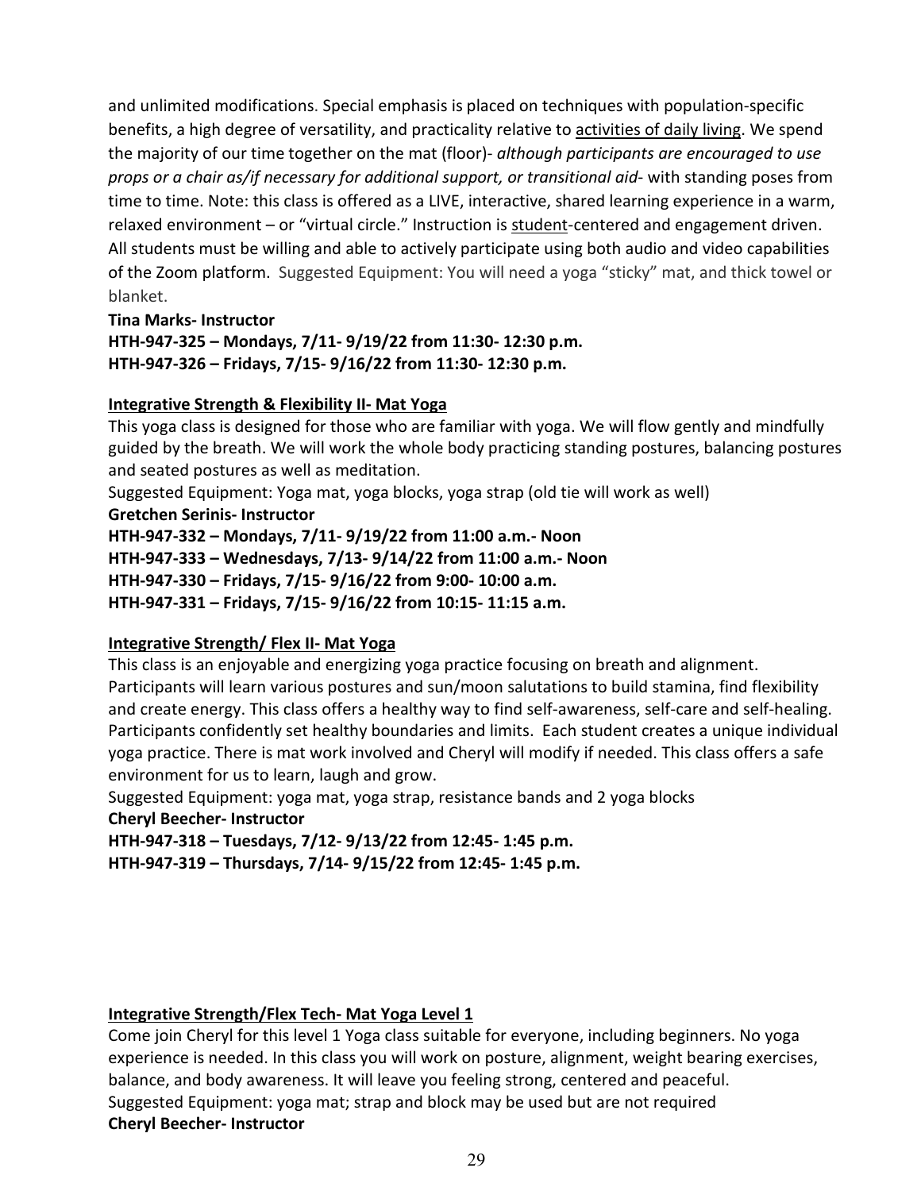and unlimited modifications. Special emphasis is placed on techniques with population-specific benefits, a high degree of versatility, and practicality relative to activities of daily living. We spend the majority of our time together on the mat (floor)- *although participants are encouraged to use props or a chair as/if necessary for additional support, or transitional aid*- with standing poses from time to time. Note: this class is offered as a LIVE, interactive, shared learning experience in a warm, relaxed environment – or "virtual circle." Instruction is student-centered and engagement driven. All students must be willing and able to actively participate using both audio and video capabilities of the Zoom platform. Suggested Equipment: You will need a yoga "sticky" mat, and thick towel or blanket.

**Tina Marks- Instructor**
**HTH-947-325 – Mondays, 7/11- 9/19/22 from 11:30- 12:30 p.m.**
**HTH-947-326 – Fridays, 7/15- 9/16/22 from 11:30- 12:30 p.m.**

**Integrative Strength & Flexibility II- Mat Yoga**

This yoga class is designed for those who are familiar with yoga. We will flow gently and mindfully guided by the breath. We will work the whole body practicing standing postures, balancing postures and seated postures as well as meditation.

Suggested Equipment: Yoga mat, yoga blocks, yoga strap (old tie will work as well)

**Gretchen Serinis- Instructor**
**HTH-947-332 – Mondays, 7/11- 9/19/22 from 11:00 a.m.- Noon**
**HTH-947-333 – Wednesdays, 7/13- 9/14/22 from 11:00 a.m.- Noon**
**HTH-947-330 – Fridays, 7/15- 9/16/22 from 9:00- 10:00 a.m.**
**HTH-947-331 – Fridays, 7/15- 9/16/22 from 10:15- 11:15 a.m.**

**Integrative Strength/ Flex II- Mat Yoga**

This class is an enjoyable and energizing yoga practice focusing on breath and alignment. Participants will learn various postures and sun/moon salutations to build stamina, find flexibility and create energy. This class offers a healthy way to find self-awareness, self-care and self-healing. Participants confidently set healthy boundaries and limits. Each student creates a unique individual yoga practice. There is mat work involved and Cheryl will modify if needed. This class offers a safe environment for us to learn, laugh and grow.

Suggested Equipment: yoga mat, yoga strap, resistance bands and 2 yoga blocks

**Cheryl Beecher- Instructor**
**HTH-947-318 – Tuesdays, 7/12- 9/13/22 from 12:45- 1:45 p.m.**
**HTH-947-319 – Thursdays, 7/14- 9/15/22 from 12:45- 1:45 p.m.**

**Integrative Strength/Flex Tech- Mat Yoga Level 1**

Come join Cheryl for this level 1 Yoga class suitable for everyone, including beginners. No yoga experience is needed. In this class you will work on posture, alignment, weight bearing exercises, balance, and body awareness. It will leave you feeling strong, centered and peaceful.

Suggested Equipment: yoga mat; strap and block may be used but are not required

**Cheryl Beecher- Instructor**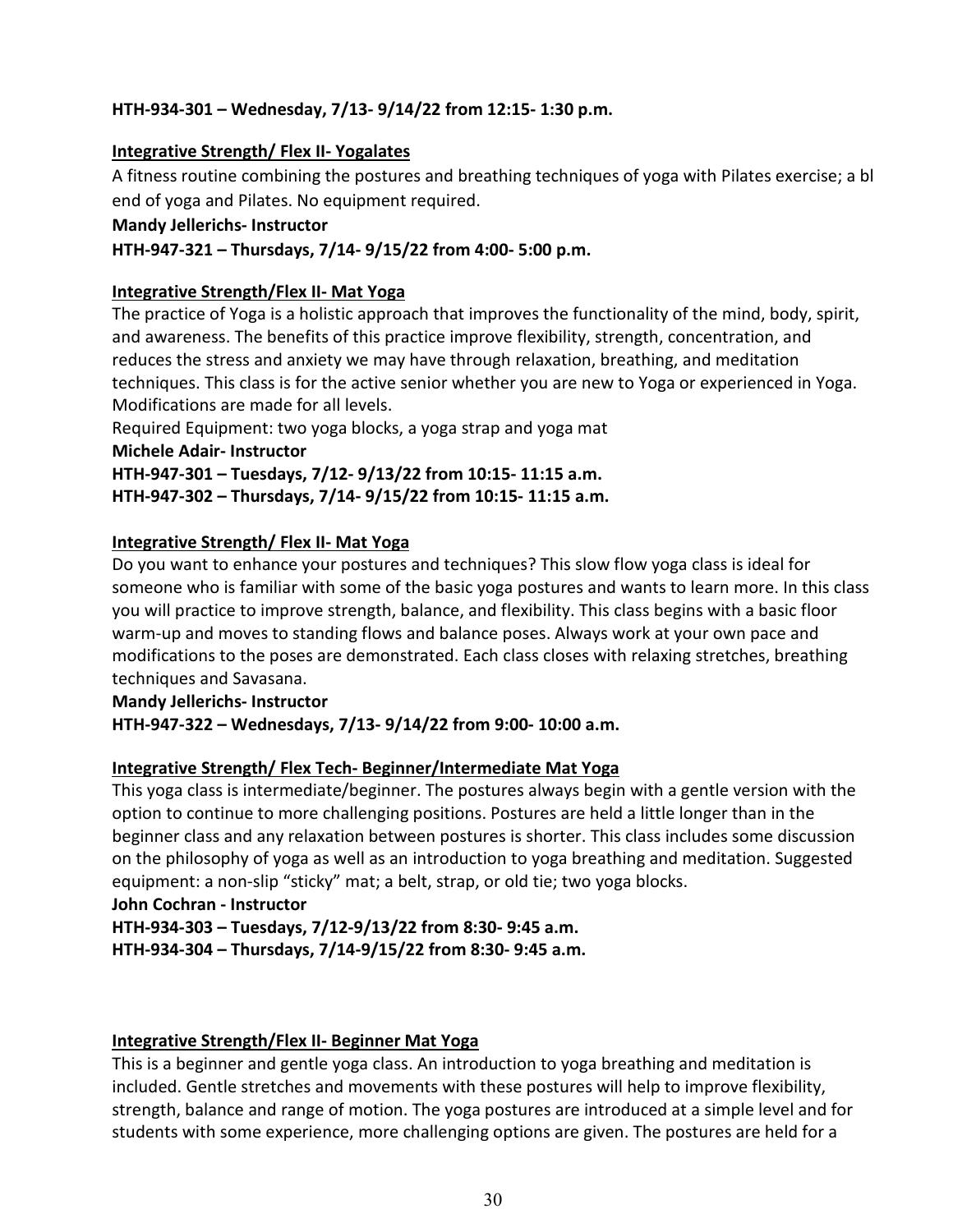**HTH-934-301 – Wednesday, 7/13- 9/14/22 from 12:15- 1:30 p.m.**

**Integrative Strength/ Flex II- Yogalates**

A fitness routine combining the postures and breathing techniques of yoga with Pilates exercise; a bl end of yoga and Pilates. No equipment required.

**Mandy Jellerichs- Instructor**

**HTH-947-321 – Thursdays, 7/14- 9/15/22 from 4:00- 5:00 p.m.**

**Integrative Strength/Flex II- Mat Yoga**

The practice of Yoga is a holistic approach that improves the functionality of the mind, body, spirit, and awareness. The benefits of this practice improve flexibility, strength, concentration, and reduces the stress and anxiety we may have through relaxation, breathing, and meditation techniques. This class is for the active senior whether you are new to Yoga or experienced in Yoga. Modifications are made for all levels.

Required Equipment: two yoga blocks, a yoga strap and yoga mat

**Michele Adair- Instructor**

**HTH-947-301 – Tuesdays, 7/12- 9/13/22 from 10:15- 11:15 a.m.**

**HTH-947-302 – Thursdays, 7/14- 9/15/22 from 10:15- 11:15 a.m.**

**Integrative Strength/ Flex II- Mat Yoga**

Do you want to enhance your postures and techniques? This slow flow yoga class is ideal for someone who is familiar with some of the basic yoga postures and wants to learn more. In this class you will practice to improve strength, balance, and flexibility. This class begins with a basic floor warm-up and moves to standing flows and balance poses. Always work at your own pace and modifications to the poses are demonstrated. Each class closes with relaxing stretches, breathing techniques and Savasana.

**Mandy Jellerichs- Instructor**

**HTH-947-322 – Wednesdays, 7/13- 9/14/22 from 9:00- 10:00 a.m.**

**Integrative Strength/ Flex Tech- Beginner/Intermediate Mat Yoga**

This yoga class is intermediate/beginner. The postures always begin with a gentle version with the option to continue to more challenging positions. Postures are held a little longer than in the beginner class and any relaxation between postures is shorter. This class includes some discussion on the philosophy of yoga as well as an introduction to yoga breathing and meditation. Suggested equipment: a non-slip "sticky" mat; a belt, strap, or old tie; two yoga blocks.

**John Cochran - Instructor**

**HTH-934-303 – Tuesdays, 7/12-9/13/22 from 8:30- 9:45 a.m.**

**HTH-934-304 – Thursdays, 7/14-9/15/22 from 8:30- 9:45 a.m.**

**Integrative Strength/Flex II- Beginner Mat Yoga**

This is a beginner and gentle yoga class. An introduction to yoga breathing and meditation is included. Gentle stretches and movements with these postures will help to improve flexibility, strength, balance and range of motion. The yoga postures are introduced at a simple level and for students with some experience, more challenging options are given. The postures are held for a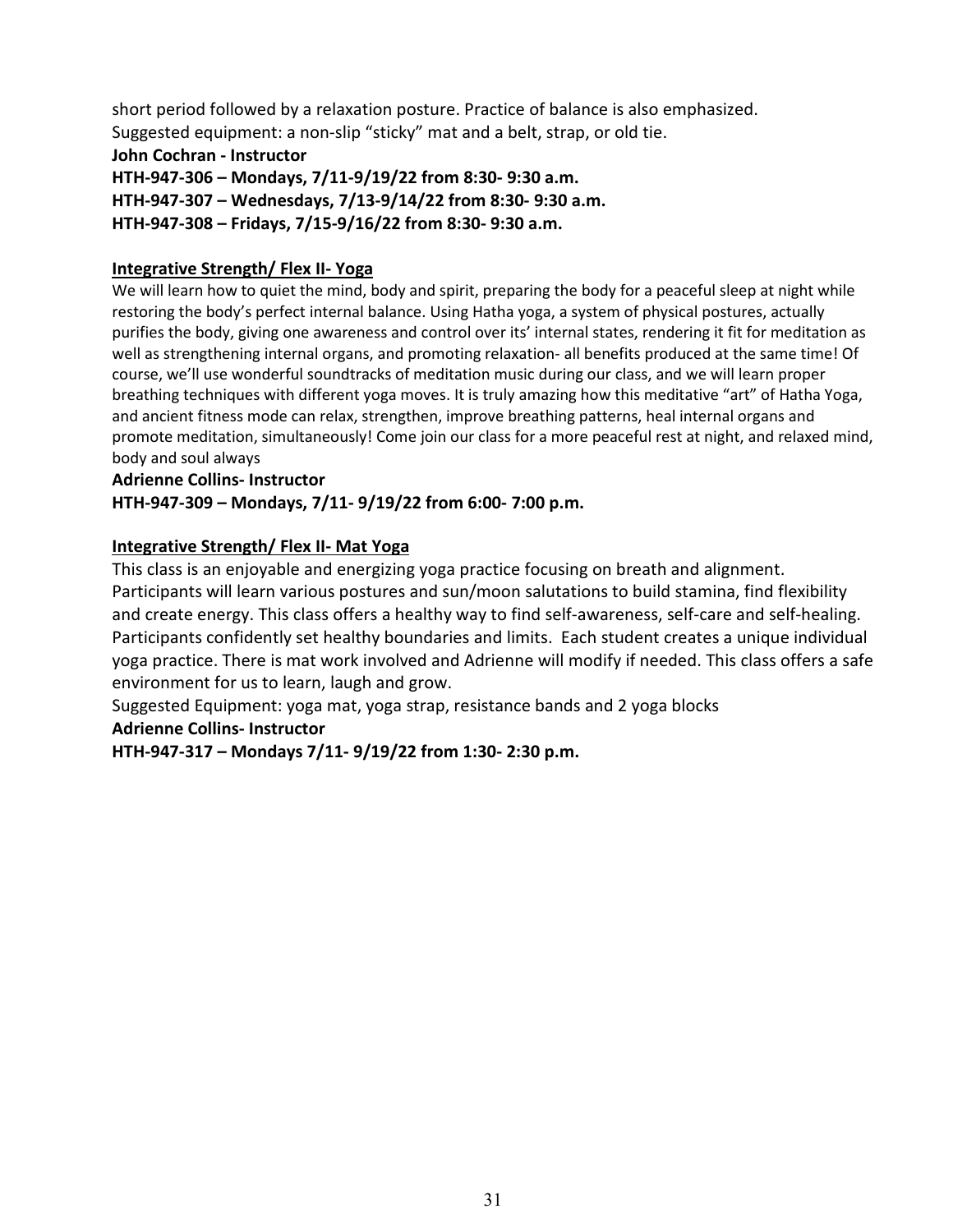short period followed by a relaxation posture. Practice of balance is also emphasized. Suggested equipment: a non-slip "sticky" mat and a belt, strap, or old tie.

**John Cochran - Instructor**

**HTH-947-306 – Mondays, 7/11-9/19/22 from 8:30- 9:30 a.m.**

**HTH-947-307 – Wednesdays, 7/13-9/14/22 from 8:30- 9:30 a.m.**

**HTH-947-308 – Fridays, 7/15-9/16/22 from 8:30- 9:30 a.m.**

**Integrative Strength/ Flex II- Yoga**

We will learn how to quiet the mind, body and spirit, preparing the body for a peaceful sleep at night while restoring the body's perfect internal balance. Using Hatha yoga, a system of physical postures, actually purifies the body, giving one awareness and control over its' internal states, rendering it fit for meditation as well as strengthening internal organs, and promoting relaxation- all benefits produced at the same time! Of course, we'll use wonderful soundtracks of meditation music during our class, and we will learn proper breathing techniques with different yoga moves. It is truly amazing how this meditative "art" of Hatha Yoga, and ancient fitness mode can relax, strengthen, improve breathing patterns, heal internal organs and promote meditation, simultaneously! Come join our class for a more peaceful rest at night, and relaxed mind, body and soul always

**Adrienne Collins- Instructor**

**HTH-947-309 – Mondays, 7/11- 9/19/22 from 6:00- 7:00 p.m.**

**Integrative Strength/ Flex II- Mat Yoga**

This class is an enjoyable and energizing yoga practice focusing on breath and alignment. Participants will learn various postures and sun/moon salutations to build stamina, find flexibility and create energy. This class offers a healthy way to find self-awareness, self-care and self-healing. Participants confidently set healthy boundaries and limits. Each student creates a unique individual yoga practice. There is mat work involved and Adrienne will modify if needed. This class offers a safe environment for us to learn, laugh and grow.

Suggested Equipment: yoga mat, yoga strap, resistance bands and 2 yoga blocks

**Adrienne Collins- Instructor**

**HTH-947-317 – Mondays 7/11- 9/19/22 from 1:30- 2:30 p.m.**